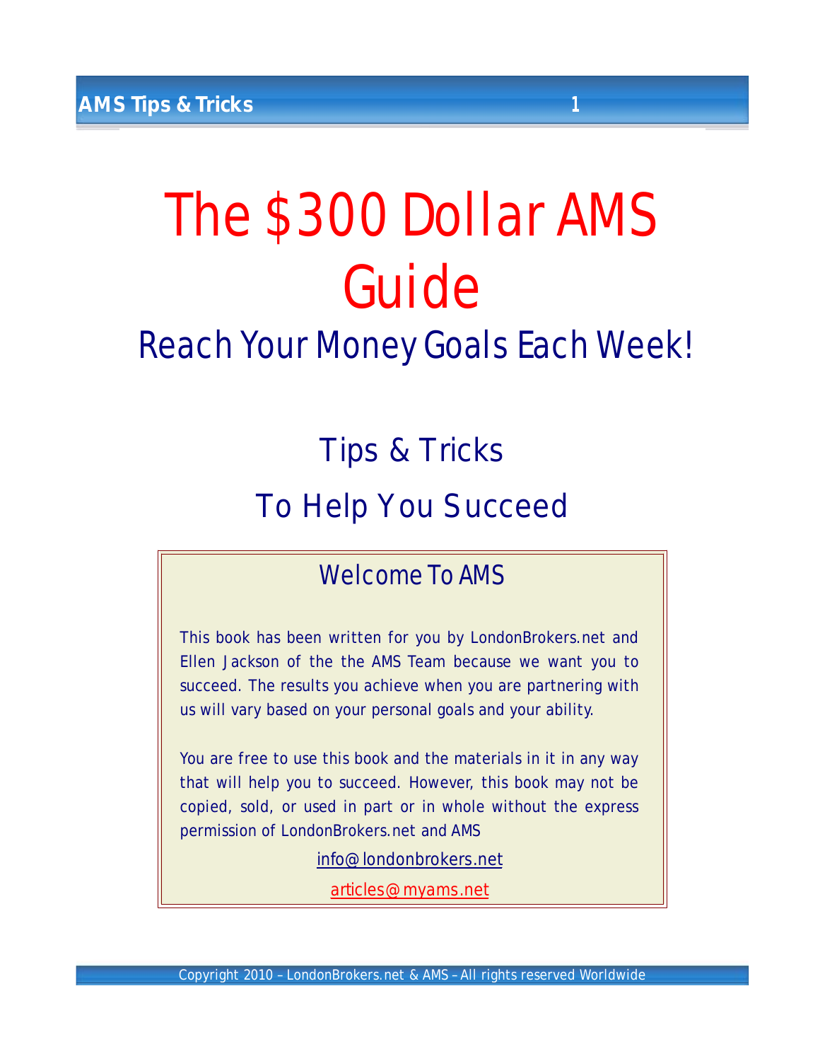# The $300 Dollar AMS Guide

## Reach Your Money Goals Each Week!

## Tips & Tricks

## To Help You Succeed

### Welcome To AMS

This book has been written for you by LondonBrokers.net and Ellen Jackson of the the AMS Team because we want you to succeed. The results you achieve when you are partnering with us will vary based on your personal goals and your ability.

You are free to use this book and the materials in it in any way that will help you to succeed. However, this book may not be copied, sold, or used in part or in whole without the express permission of LondonBrokers.net and AMS

info@londonbrokers.net

articles@myams.net

Copyright 2010 – LondonBrokers.net & AMS – All rights reserved Worldwide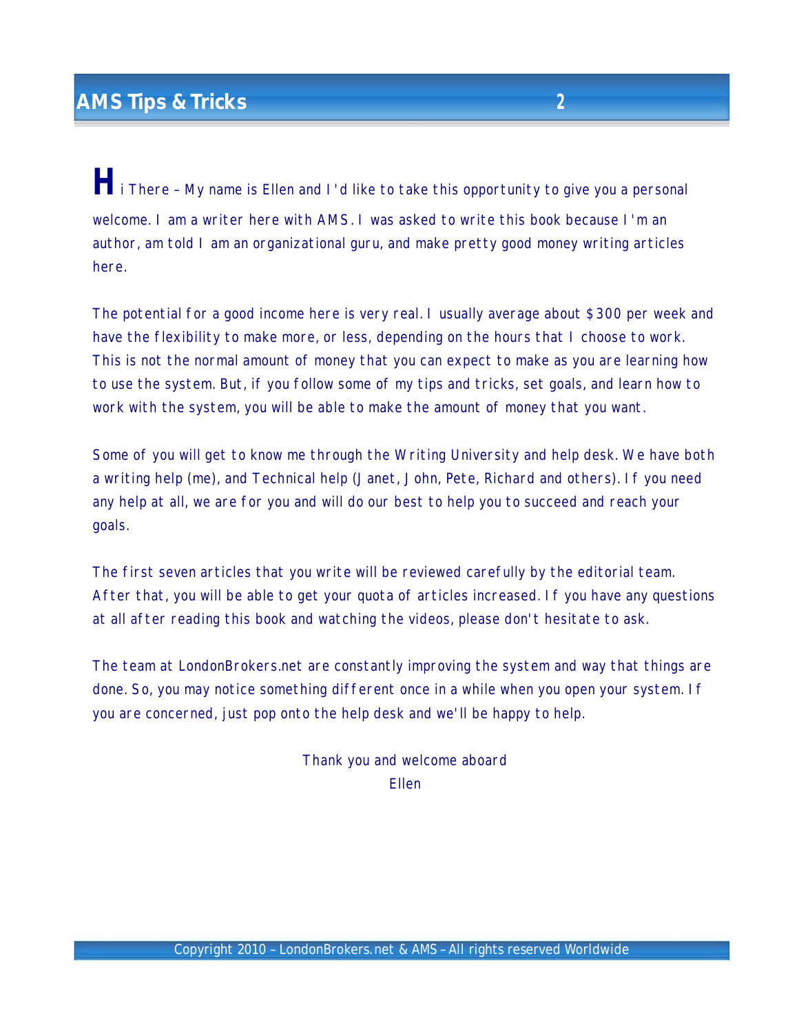Hi There – My name is Ellen and I'd like to take this opportunity to give you a personal welcome. I am a writer here with AMS. I was asked to write this book because I'm an author, am told I am an organizational guru, and make pretty good money writing articles here.

The potential for a good income here is very real. I usually average about $300 per week and have the flexibility to make more, or less, depending on the hours that I choose to work. This is not the normal amount of money that you can expect to make as you are learning how to use the system. But, if you follow some of my tips and tricks, set goals, and learn how to work with the system, you will be able to make the amount of money that you want.

Some of you will get to know me through the Writing University and help desk. We have both a writing help (me), and Technical help (Janet, John, Pete, Richard and others). If you need any help at all, we are for you and will do our best to help you to succeed and reach your goals.

The first seven articles that you write will be reviewed carefully by the editorial team. After that, you will be able to get your quota of articles increased. If you have any questions at all after reading this book and watching the videos, please don't hesitate to ask.

The team at LondonBrokers.net are constantly improving the system and way that things are done. So, you may notice something different once in a while when you open your system. If you are concerned, just pop onto the help desk and we'll be happy to help.

Thank you and welcome aboard
Ellen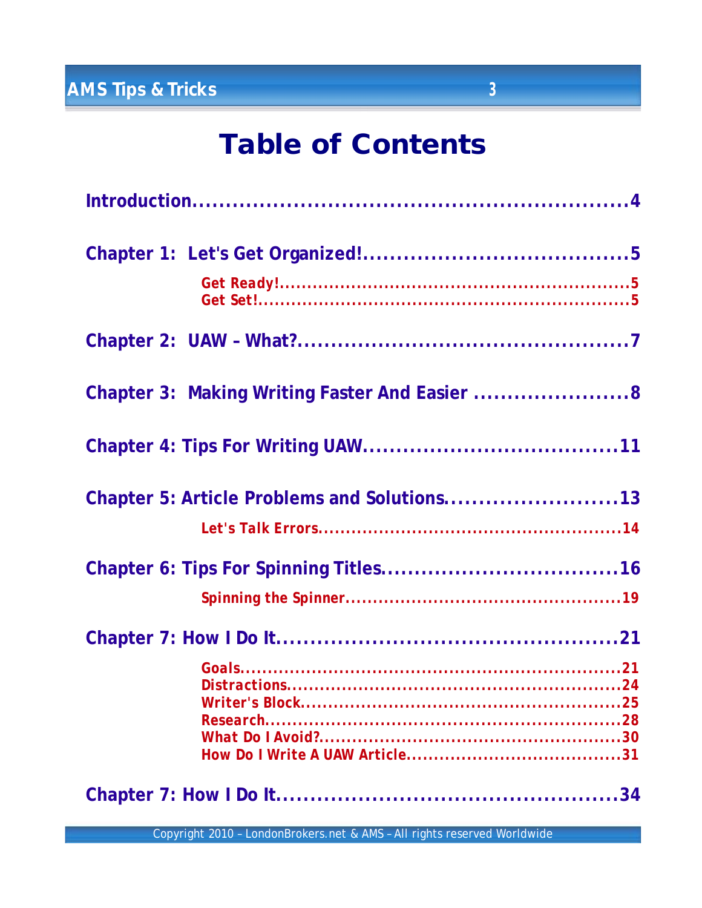# Table of Contents

**Introduction**....................................................................4

**Chapter 1: Let's Get Organized!**........................................5

- Get Ready!..................................................................5
- Get Set!.......................................................................5

**Chapter 2: UAW – What?**..................................................7

**Chapter 3: Making Writing Faster And Easier** ........................8

**Chapter 4: Tips For Writing UAW**......................................11

**Chapter 5: Article Problems and Solutions**..........................13

- Let's Talk Errors........................................................14

**Chapter 6: Tips For Spinning Titles**...................................16

- Spinning the Spinner..................................................19

**Chapter 7: How I Do It**...................................................21

- Goals.........................................................................21
- Distractions...............................................................24
- Writer's Block............................................................25
- Research....................................................................28
- What Do I Avoid?.......................................................30
- How Do I Write A UAW Article.....................................31

**Chapter 7: How I Do It**...................................................34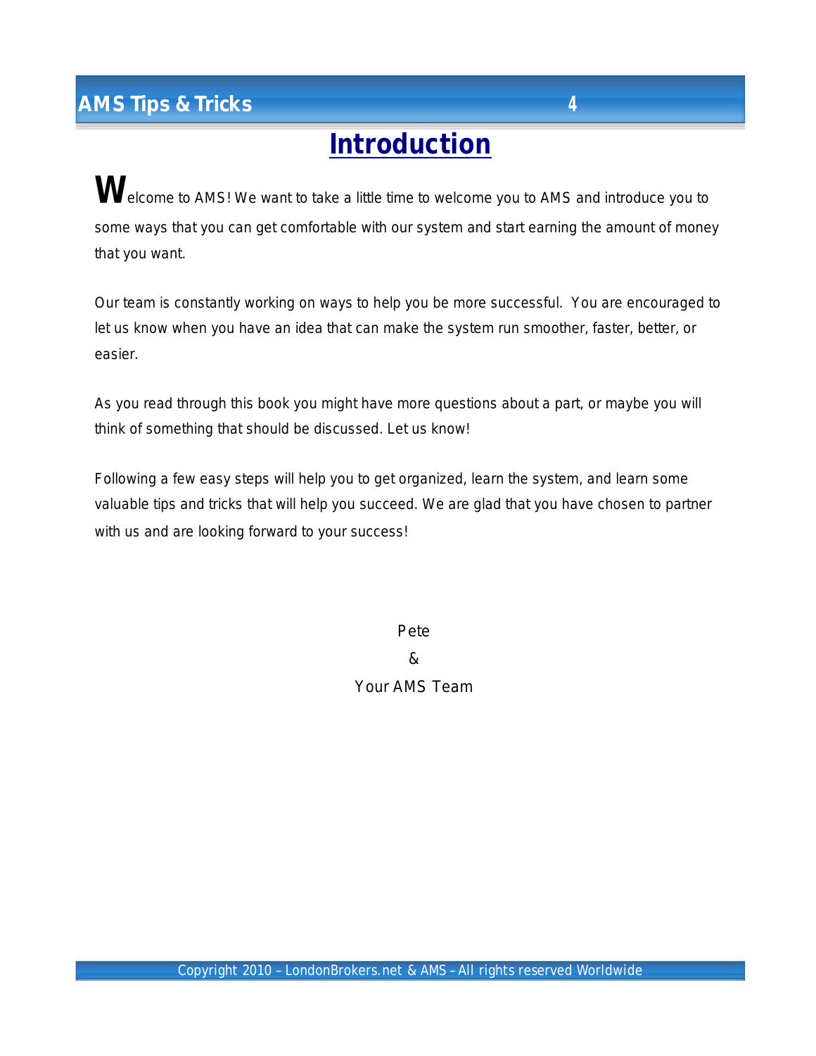# Introduction

Welcome to AMS! We want to take a little time to welcome you to AMS and introduce you to some ways that you can get comfortable with our system and start earning the amount of money that you want.

Our team is constantly working on ways to help you be more successful. You are encouraged to let us know when you have an idea that can make the system run smoother, faster, better, or easier.

As you read through this book you might have more questions about a part, or maybe you will think of something that should be discussed. Let us know!

Following a few easy steps will help you to get organized, learn the system, and learn some valuable tips and tricks that will help you succeed. We are glad that you have chosen to partner with us and are looking forward to your success!

Pete

&

Your AMS Team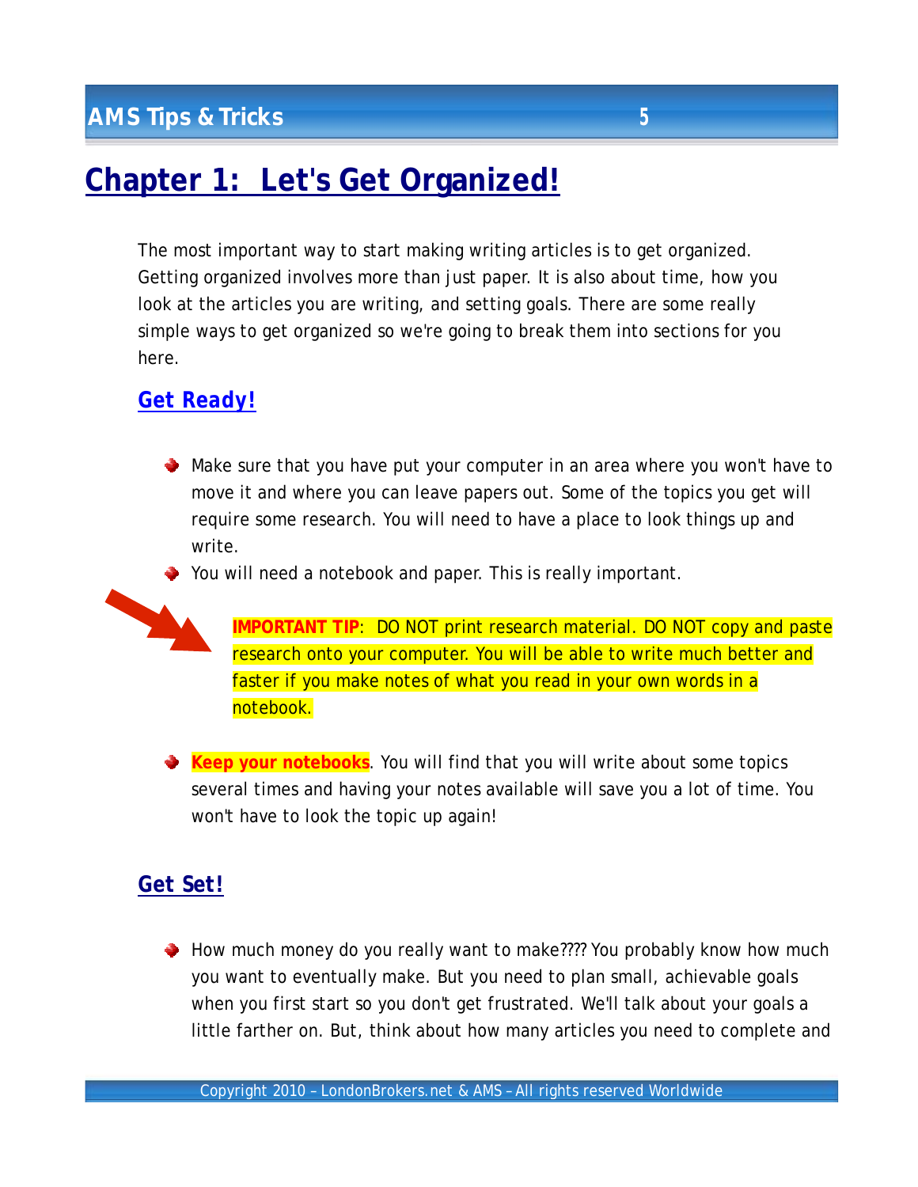# Chapter 1: Let's Get Organized!

The most important way to start making writing articles is to get organized. Getting organized involves more than just paper. It is also about time, how you look at the articles you are writing, and setting goals. There are some really simple ways to get organized so we're going to break them into sections for you here.

## Get Ready!

- Make sure that you have put your computer in an area where you won't have to move it and where you can leave papers out. Some of the topics you get will require some research. You will need to have a place to look things up and write.
- You will need a notebook and paper. This is really important.

> **IMPORTANT TIP**: DO NOT print research material. DO NOT copy and paste research onto your computer. You will be able to write much better and faster if you make notes of what you read in your own words in a notebook.

- **Keep your notebooks**. You will find that you will write about some topics several times and having your notes available will save you a lot of time. You won't have to look the topic up again!

## Get Set!

- How much money do you really want to make???? You probably know how much you want to eventually make. But you need to plan small, achievable goals when you first start so you don't get frustrated. We'll talk about your goals a little farther on. But, think about how many articles you need to complete and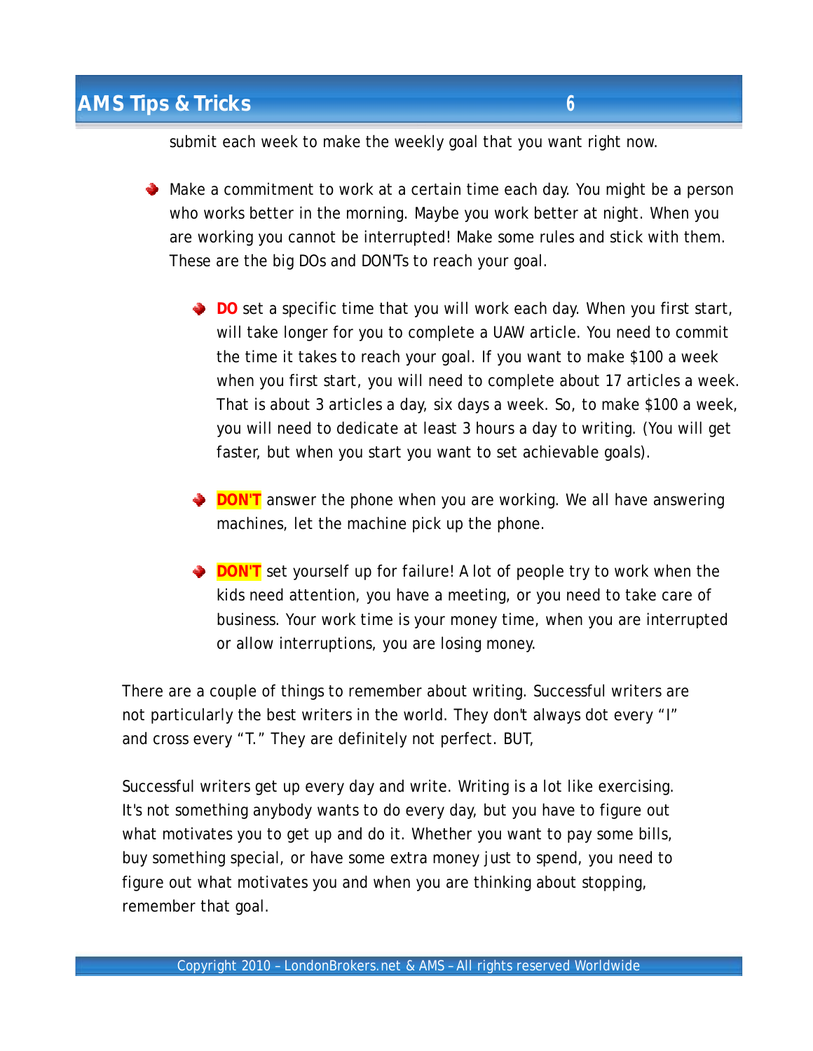submit each week to make the weekly goal that you want right now.

- Make a commitment to work at a certain time each day. You might be a person who works better in the morning. Maybe you work better at night. When you are working you cannot be interrupted! Make some rules and stick with them. These are the big DOs and DON'Ts to reach your goal.

    - **DO** set a specific time that you will work each day. When you first start, will take longer for you to complete a UAW article. You need to commit the time it takes to reach your goal. If you want to make $100 a week when you first start, you will need to complete about 17 articles a week. That is about 3 articles a day, six days a week. So, to make $100 a week, you will need to dedicate at least 3 hours a day to writing. (You will get faster, but when you start you want to set achievable goals).

    - **DON'T** answer the phone when you are working. We all have answering machines, let the machine pick up the phone.

    - **DON'T** set yourself up for failure! A lot of people try to work when the kids need attention, you have a meeting, or you need to take care of business. Your work time is your money time, when you are interrupted or allow interruptions, you are losing money.

There are a couple of things to remember about writing. Successful writers are not particularly the best writers in the world. They don't always dot every "I" and cross every "T." They are definitely not perfect. BUT,

Successful writers get up every day and write. Writing is a lot like exercising. It's not something anybody wants to do every day, but you have to figure out what motivates you to get up and do it. Whether you want to pay some bills, buy something special, or have some extra money just to spend, you need to figure out what motivates you and when you are thinking about stopping, remember that goal.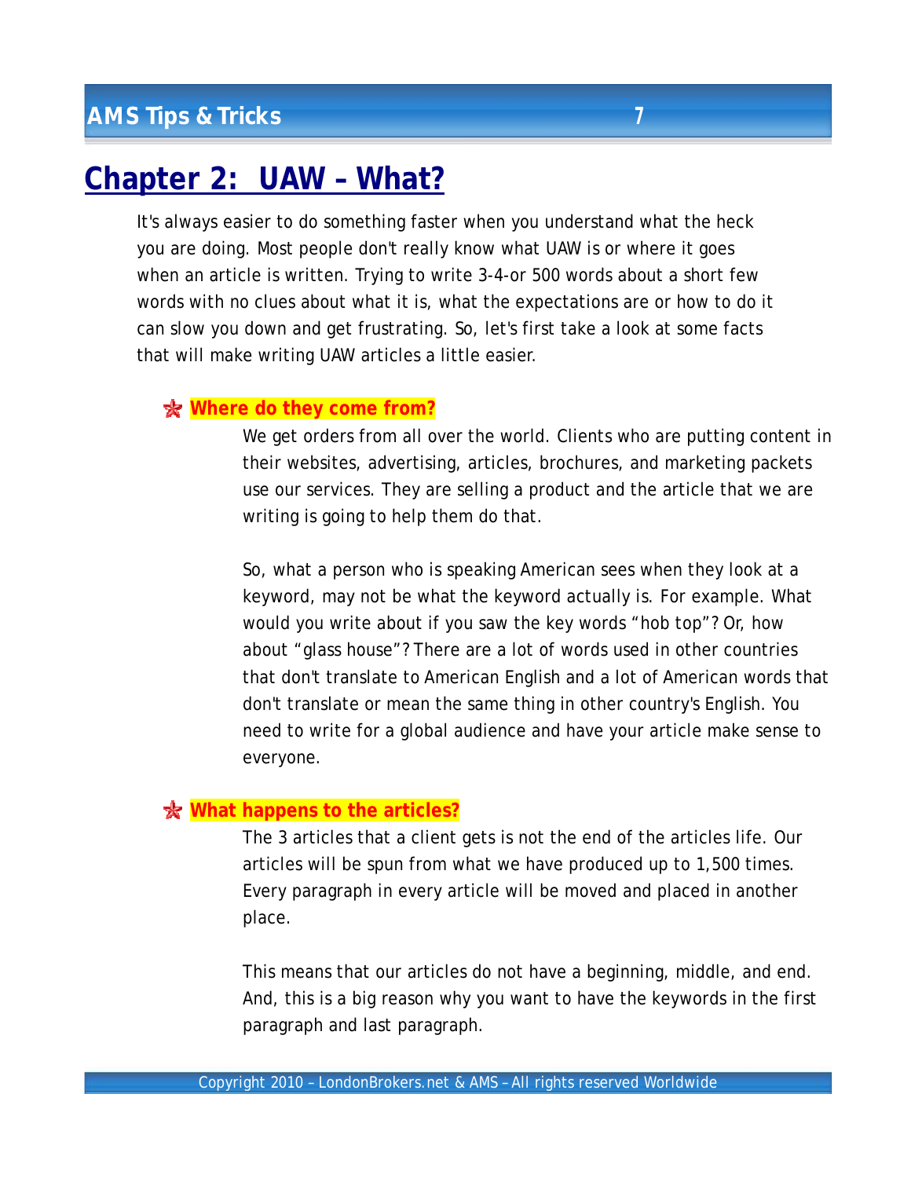# Chapter 2: UAW – What?

It's always easier to do something faster when you understand what the heck you are doing. Most people don't really know what UAW is or where it goes when an article is written. Trying to write 3-4-or 500 words about a short few words with no clues about what it is, what the expectations are or how to do it can slow you down and get frustrating. So, let's first take a look at some facts that will make writing UAW articles a little easier.

## Where do they come from?

We get orders from all over the world. Clients who are putting content in their websites, advertising, articles, brochures, and marketing packets use our services. They are selling a product and the article that we are writing is going to help them do that.

So, what a person who is speaking American sees when they look at a keyword, may not be what the keyword actually is. For example. What would you write about if you saw the key words "hob top"? Or, how about "glass house"? There are a lot of words used in other countries that don't translate to American English and a lot of American words that don't translate or mean the same thing in other country's English. You need to write for a global audience and have your article make sense to everyone.

## What happens to the articles?

The 3 articles that a client gets is not the end of the articles life. Our articles will be spun from what we have produced up to 1,500 times. Every paragraph in every article will be moved and placed in another place.

This means that our articles do not have a beginning, middle, and end. And, this is a big reason why you want to have the keywords in the first paragraph and last paragraph.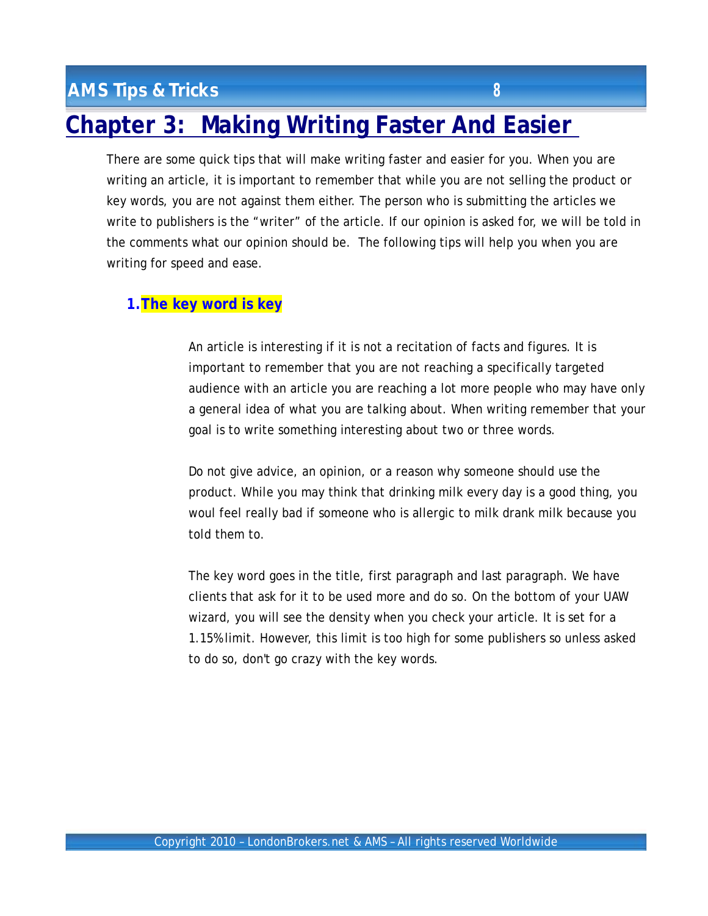# Chapter 3: Making Writing Faster And Easier

There are some quick tips that will make writing faster and easier for you. When you are writing an article, it is important to remember that while you are not selling the product or key words, you are not against them either. The person who is submitting the articles we write to publishers is the "writer" of the article. If our opinion is asked for, we will be told in the comments what our opinion should be. The following tips will help you when you are writing for speed and ease.

## 1. The key word is key

An article is interesting if it is not a recitation of facts and figures. It is important to remember that you are not reaching a specifically targeted audience with an article you are reaching a lot more people who may have only a general idea of what you are talking about. When writing remember that your goal is to write something interesting about two or three words.

Do not give advice, an opinion, or a reason why someone should use the product. While you may think that drinking milk every day is a good thing, you woul feel really bad if someone who is allergic to milk drank milk because you told them to.

The key word goes in the title, first paragraph and last paragraph. We have clients that ask for it to be used more and do so. On the bottom of your UAW wizard, you will see the density when you check your article. It is set for a 1.15% limit. However, this limit is too high for some publishers so unless asked to do so, don't go crazy with the key words.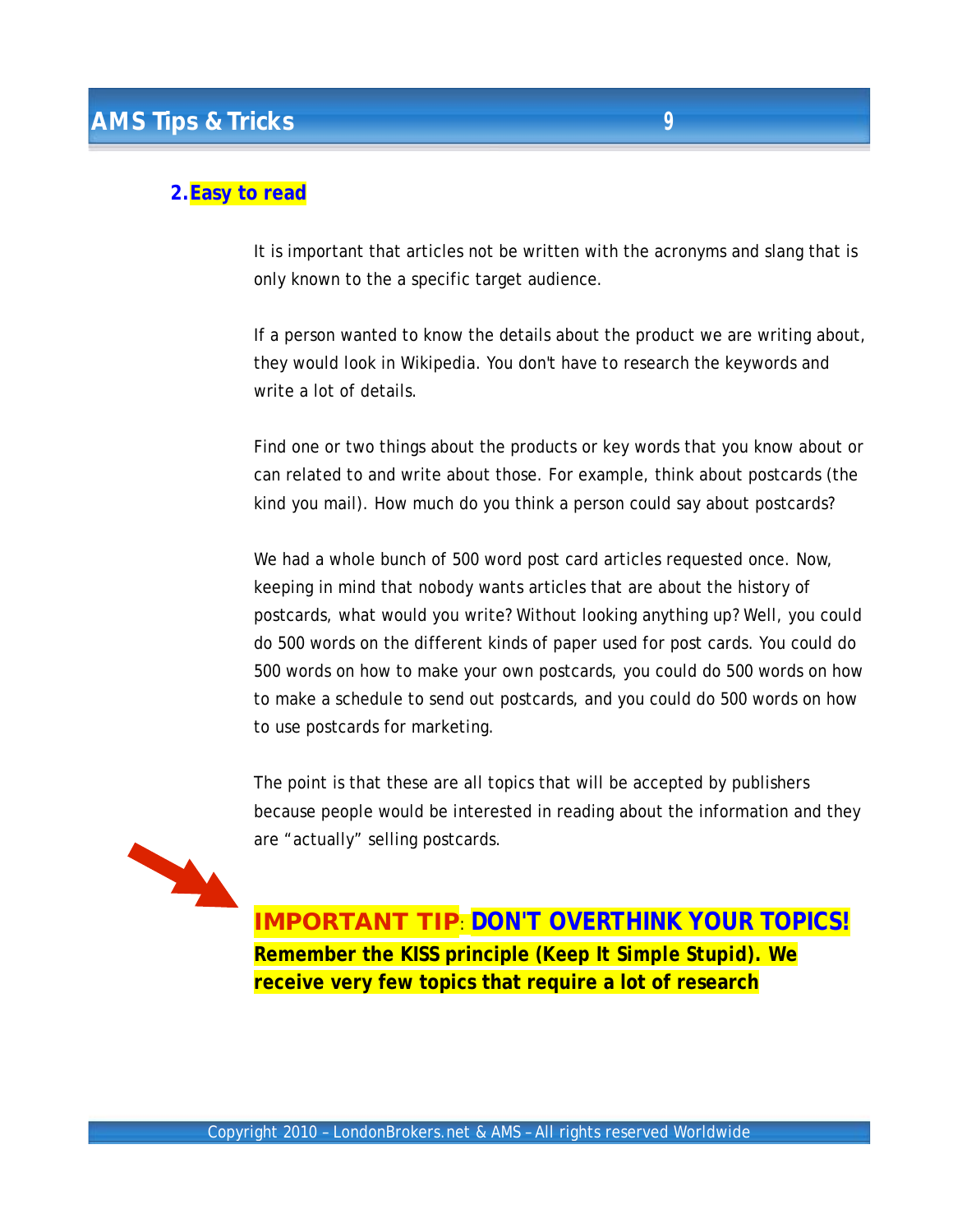## 2. Easy to read

It is important that articles not be written with the acronyms and slang that is only known to the a specific target audience.

If a person wanted to know the details about the product we are writing about, they would look in Wikipedia. You don't have to research the keywords and write a lot of details.

Find one or two things about the products or key words that you know about or can related to and write about those. For example, think about postcards (the kind you mail). How much do you think a person could say about postcards?

We had a whole bunch of 500 word post card articles requested once. Now, keeping in mind that nobody wants articles that are about the history of postcards, what would you write? Without looking anything up? Well, you could do 500 words on the different kinds of paper used for post cards. You could do 500 words on how to make your own postcards, you could do 500 words on how to make a schedule to send out postcards, and you could do 500 words on how to use postcards for marketing.

The point is that these are all topics that will be accepted by publishers because people would be interested in reading about the information and they are "actually" selling postcards.

**IMPORTANT TIP**: **DON'T OVERTHINK YOUR TOPICS!**
**Remember the KISS principle (Keep It Simple Stupid). We receive very few topics that require a lot of research**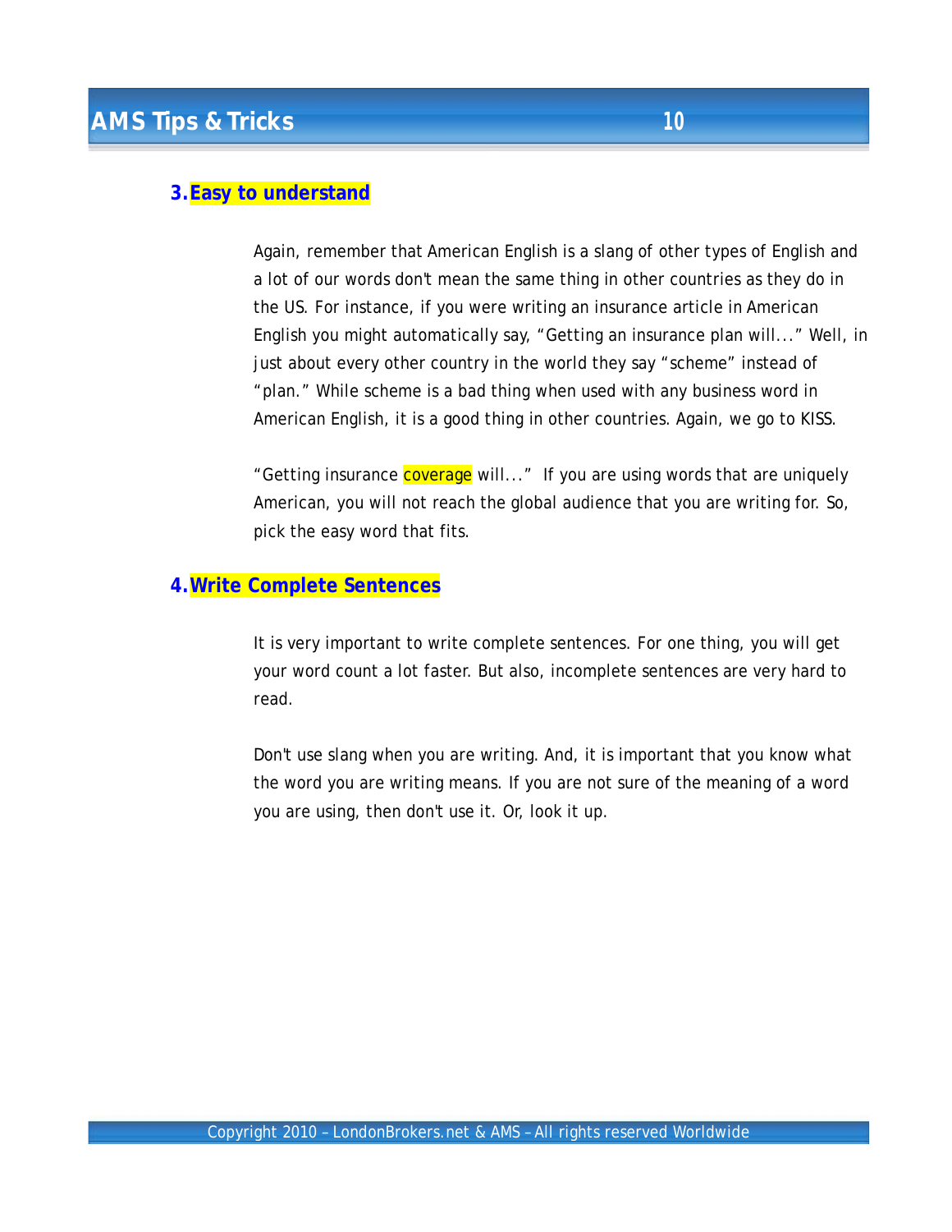### 3. Easy to understand

Again, remember that American English is a slang of other types of English and a lot of our words don't mean the same thing in other countries as they do in the US. For instance, if you were writing an insurance article in American English you might automatically say, "Getting an insurance plan will..." Well, in just about every other country in the world they say "scheme" instead of "plan." While scheme is a bad thing when used with any business word in American English, it is a good thing in other countries. Again, we go to KISS.

"Getting insurance coverage will..." If you are using words that are uniquely American, you will not reach the global audience that you are writing for. So, pick the easy word that fits.

### 4. Write Complete Sentences

It is very important to write complete sentences. For one thing, you will get your word count a lot faster. But also, incomplete sentences are very hard to read.

Don't use slang when you are writing. And, it is important that you know what the word you are writing means. If you are not sure of the meaning of a word you are using, then don't use it. Or, look it up.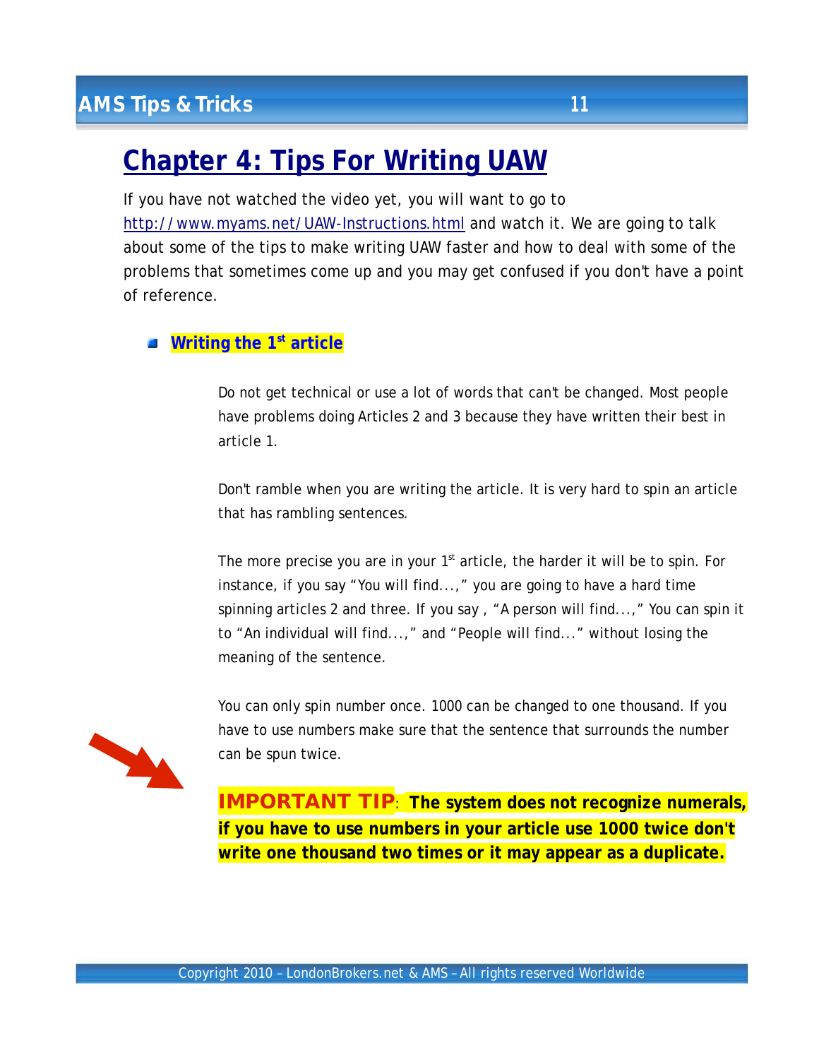# Chapter 4: Tips For Writing UAW

If you have not watched the video yet, you will want to go to [http://www.myams.net/UAW-Instructions.html](http://www.myams.net/UAW-Instructions.html) and watch it. We are going to talk about some of the tips to make writing UAW faster and how to deal with some of the problems that sometimes come up and you may get confused if you don't have a point of reference.

- **Writing the 1st article**

Do not get technical or use a lot of words that can't be changed. Most people have problems doing Articles 2 and 3 because they have written their best in article 1.

Don't ramble when you are writing the article. It is very hard to spin an article that has rambling sentences.

The more precise you are in your 1st article, the harder it will be to spin. For instance, if you say "You will find...," you are going to have a hard time spinning articles 2 and three. If you say , "A person will find...," You can spin it to "An individual will find...," and "People will find..." without losing the meaning of the sentence.

You can only spin number once. 1000 can be changed to one thousand. If you have to use numbers make sure that the sentence that surrounds the number can be spun twice.

**IMPORTANT TIP**: **The system does not recognize numerals, if you have to use numbers in your article use 1000 twice don't write one thousand two times or it may appear as a duplicate.**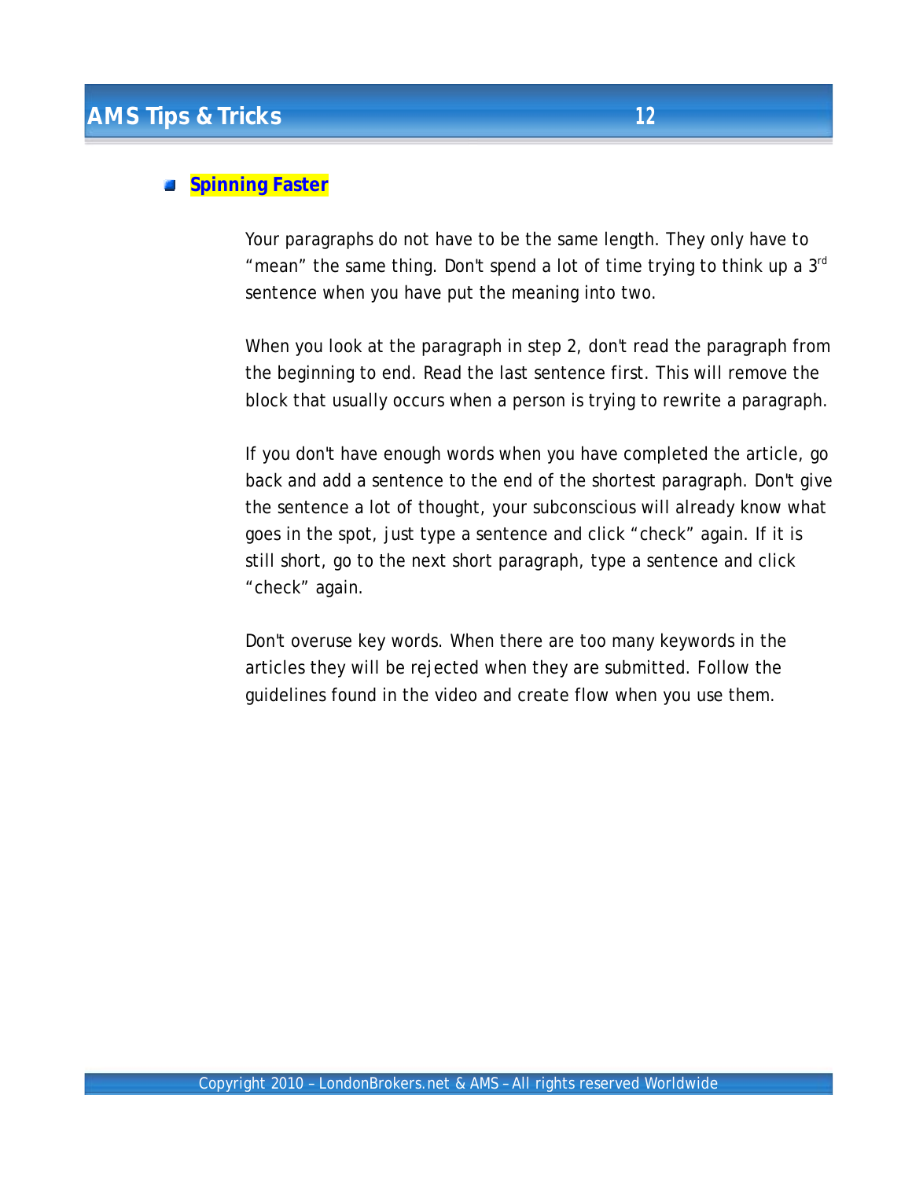- **Spinning Faster**

Your paragraphs do not have to be the same length. They only have to "mean" the same thing. Don't spend a lot of time trying to think up a 3rd sentence when you have put the meaning into two.

When you look at the paragraph in step 2, don't read the paragraph from the beginning to end. Read the last sentence first. This will remove the block that usually occurs when a person is trying to rewrite a paragraph.

If you don't have enough words when you have completed the article, go back and add a sentence to the end of the shortest paragraph. Don't give the sentence a lot of thought, your subconscious will already know what goes in the spot, just type a sentence and click "check" again. If it is still short, go to the next short paragraph, type a sentence and click "check" again.

Don't overuse key words. When there are too many keywords in the articles they will be rejected when they are submitted. Follow the guidelines found in the video and create flow when you use them.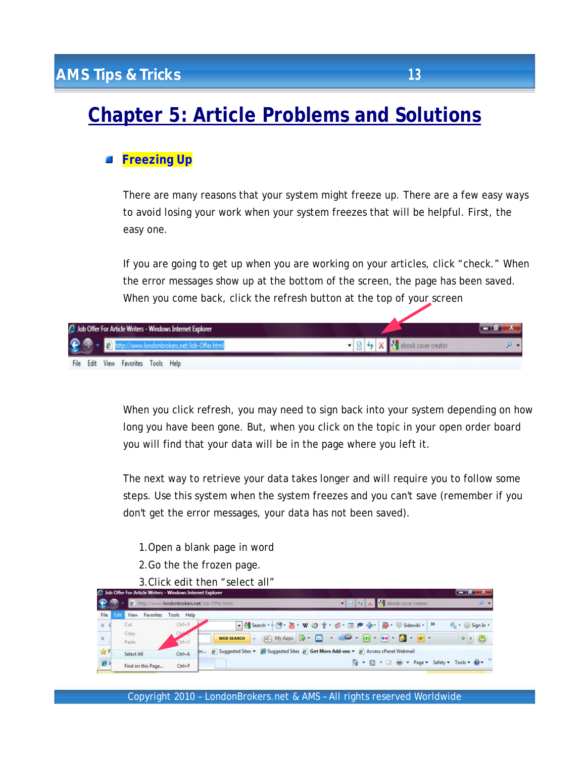# Chapter 5: Article Problems and Solutions

## Freezing Up

There are many reasons that your system might freeze up. There are a few easy ways to avoid losing your work when your system freezes that will be helpful. First, the easy one.

If you are going to get up when you are working on your articles, click "check." When the error messages show up at the bottom of the screen, the page has been saved. When you come back, click the refresh button at the top of your screen

When you click refresh, you may need to sign back into your system depending on how long you have been gone. But, when you click on the topic in your open order board you will find that your data will be in the page where you left it.

The next way to retrieve your data takes longer and will require you to follow some steps. Use this system when the system freezes and you can't save (remember if you don't get the error messages, your data has not been saved).

1. Open a blank page in word
2. Go the the frozen page.
3. Click edit then "select all"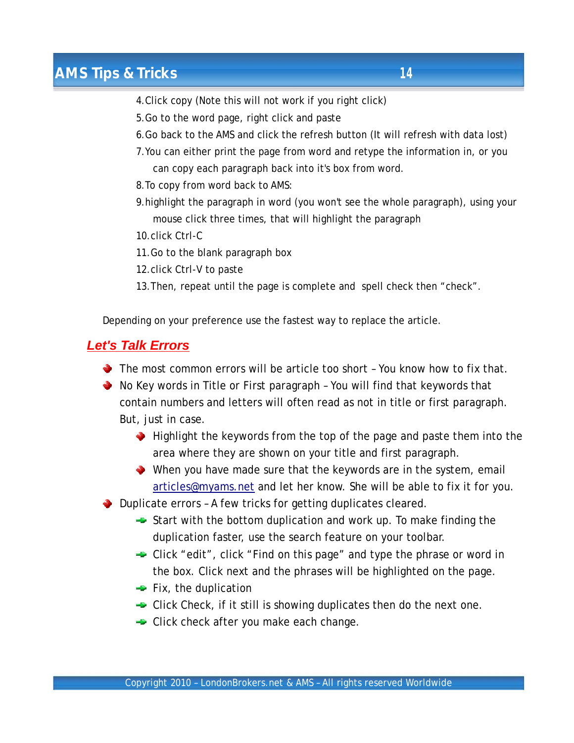4. Click copy (Note this will not work if you right click)
5. Go to the word page, right click and paste
6. Go back to the AMS and click the refresh button (It will refresh with data lost)
7. You can either print the page from word and retype the information in, or you can copy each paragraph back into it's box from word.
8. To copy from word back to AMS:
9. highlight the paragraph in word (you won't see the whole paragraph), using your mouse click three times, that will highlight the paragraph
10. click Ctrl-C
11. Go to the blank paragraph box
12. click Ctrl-V to paste
13. Then, repeat until the page is complete and spell check then "check".

Depending on your preference use the fastest way to replace the article.

## ***Let's Talk Errors***

- The most common errors will be article too short – You know how to fix that.
- No Key words in Title or First paragraph – You will find that keywords that contain numbers and letters will often read as not in title or first paragraph. But, just in case.
  - Highlight the keywords from the top of the page and paste them into the area where they are shown on your title and first paragraph.
  - When you have made sure that the keywords are in the system, email articles@myams.net and let her know. She will be able to fix it for you.
- Duplicate errors – A few tricks for getting duplicates cleared.
  - Start with the bottom duplication and work up. To make finding the duplication faster, use the search feature on your toolbar.
  - Click "edit", click "Find on this page" and type the phrase or word in the box. Click next and the phrases will be highlighted on the page.
  - Fix, the duplication
  - Click Check, if it still is showing duplicates then do the next one.
  - Click check after you make each change.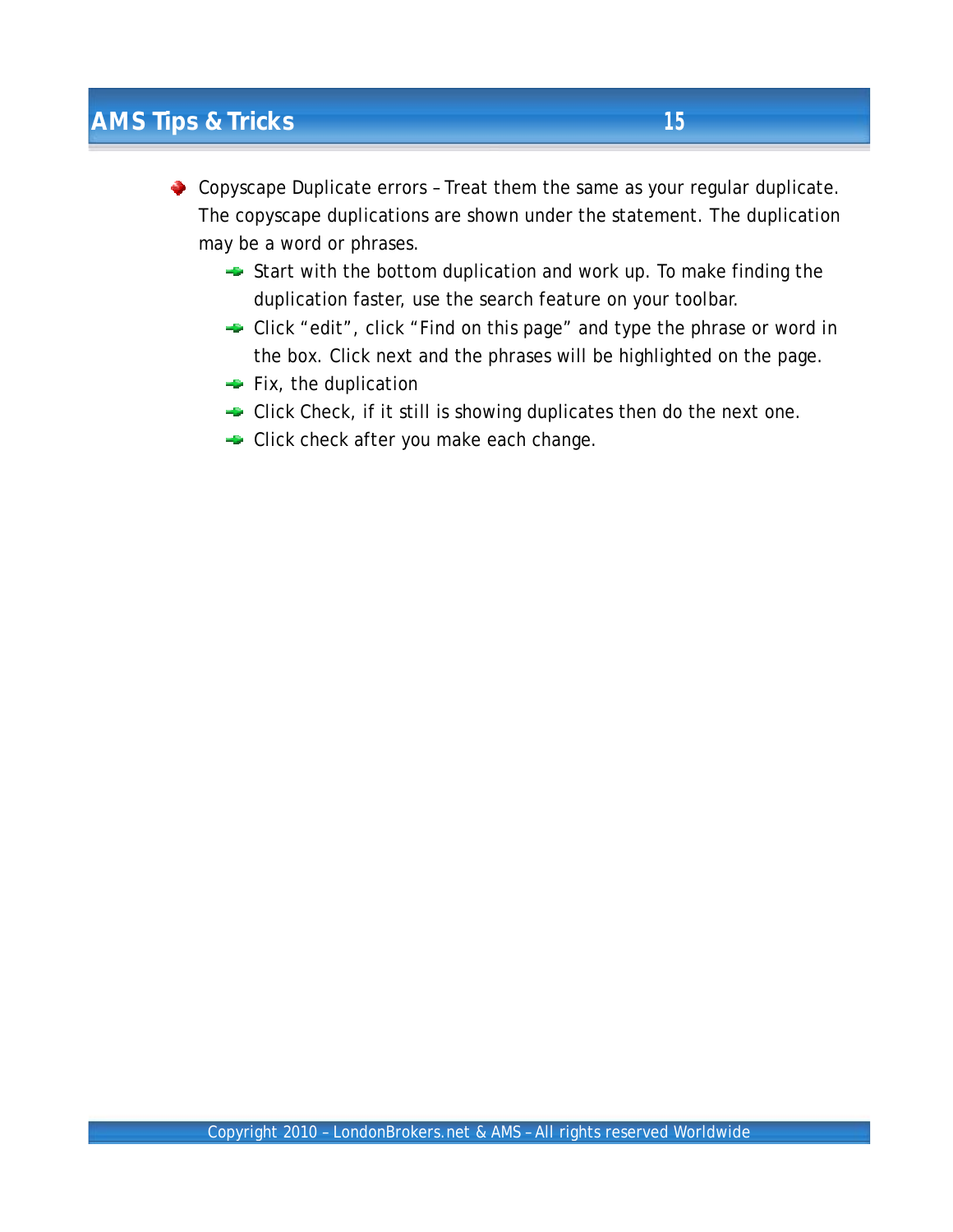- Copyscape Duplicate errors – Treat them the same as your regular duplicate. The copyscape duplications are shown under the statement. The duplication may be a word or phrases.
    - Start with the bottom duplication and work up. To make finding the duplication faster, use the search feature on your toolbar.
    - Click "edit", click "Find on this page" and type the phrase or word in the box. Click next and the phrases will be highlighted on the page.
    - Fix, the duplication
    - Click Check, if it still is showing duplicates then do the next one.
    - Click check after you make each change.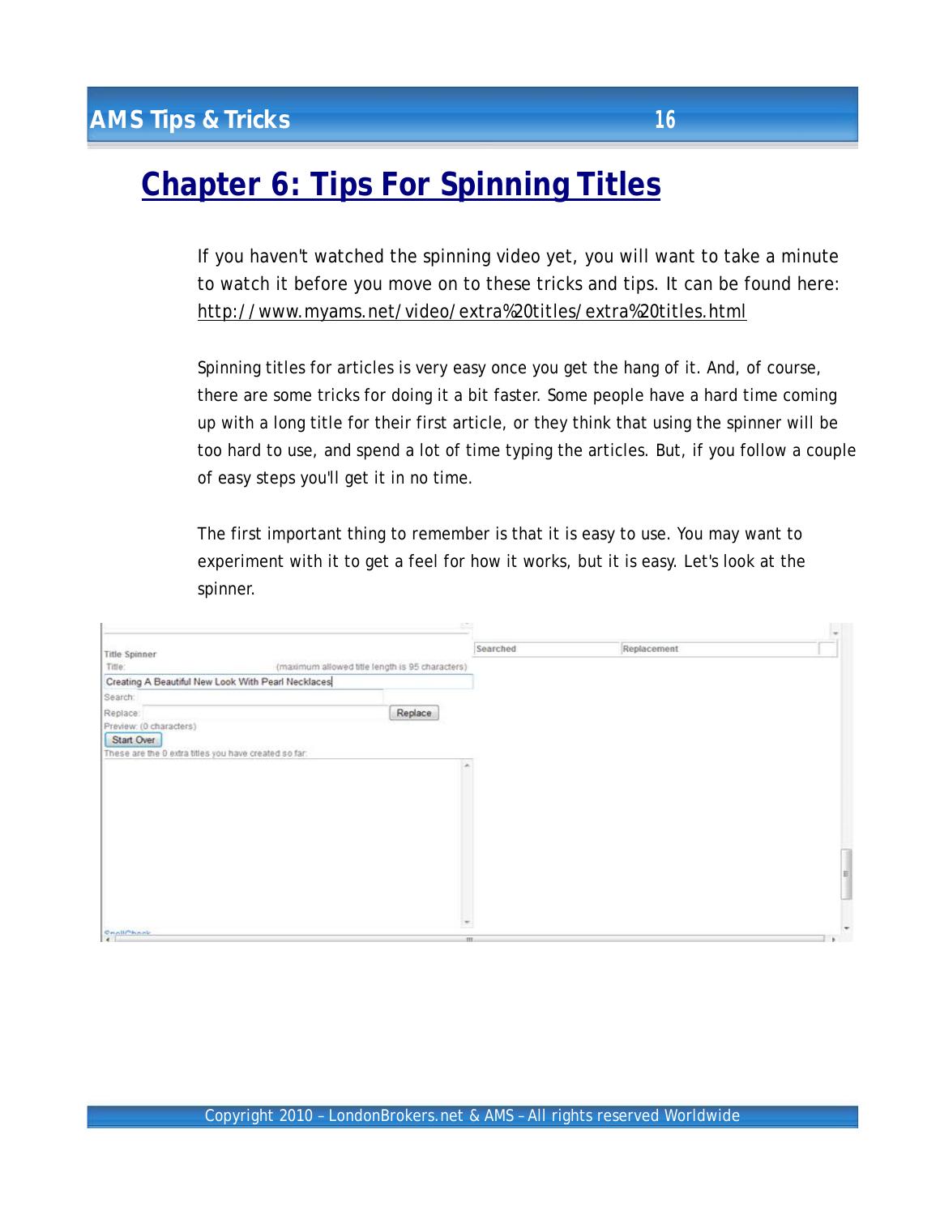# Chapter 6: Tips For Spinning Titles

If you haven't watched the spinning video yet, you will want to take a minute to watch it before you move on to these tricks and tips. It can be found here: http://www.myams.net/video/extra%20titles/extra%20titles.html

Spinning titles for articles is very easy once you get the hang of it. And, of course, there are some tricks for doing it a bit faster. Some people have a hard time coming up with a long title for their first article, or they think that using the spinner will be too hard to use, and spend a lot of time typing the articles. But, if you follow a couple of easy steps you'll get it in no time.

The first important thing to remember is that it is easy to use. You may want to experiment with it to get a feel for how it works, but it is easy. Let's look at the spinner.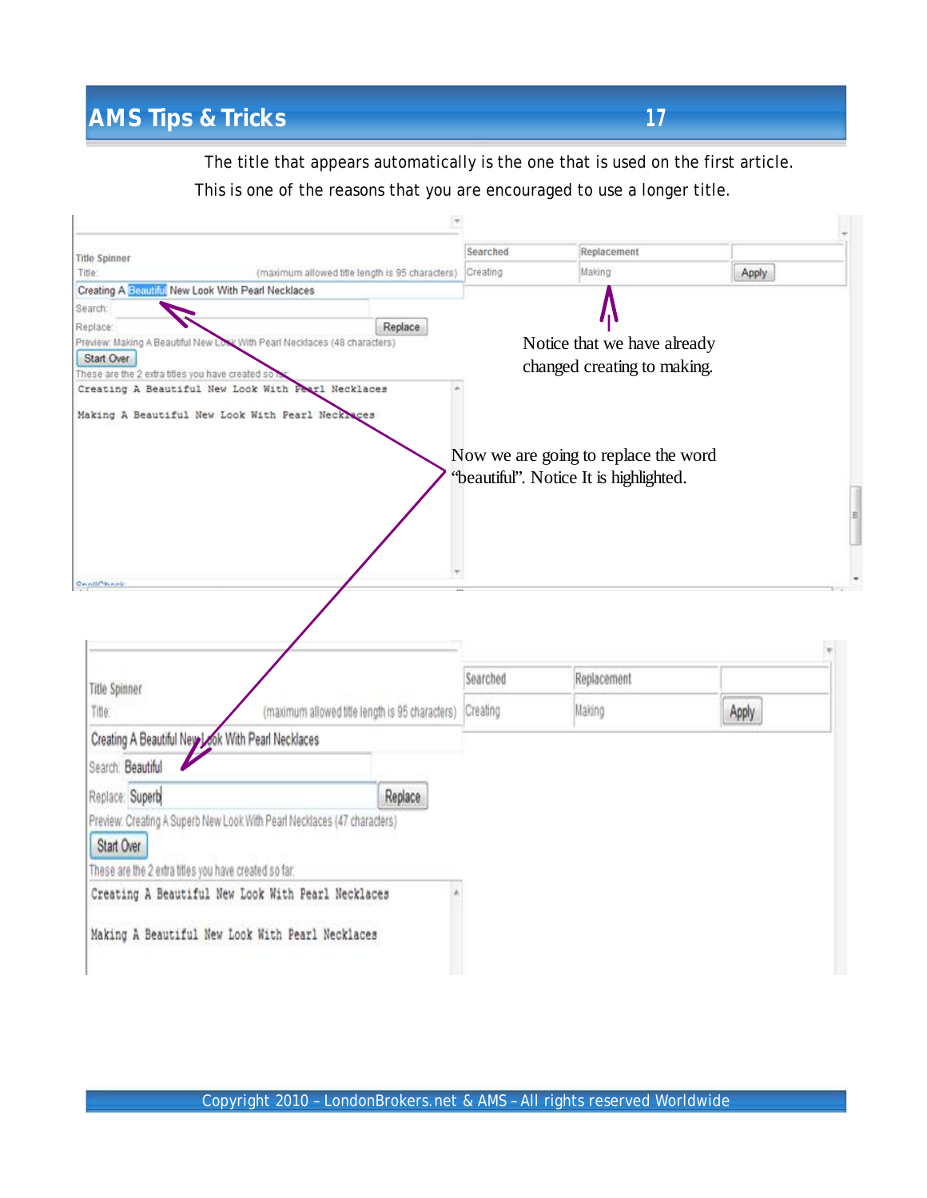The title that appears automatically is the one that is used on the first article. This is one of the reasons that you are encouraged to use a longer title.

Title Spinner

Title: (maximum allowed title length is 95 characters)

Creating A Beautiful New Look With Pearl Necklaces

Search:

Replace: Replace

Preview: Making A Beautiful New Look With Pearl Necklaces (48 characters)

Start Over

These are the 2 extra titles you have created so far:

```
Creating A Beautiful New Look With Pearl Necklaces

Making A Beautiful New Look With Pearl Necklaces
```

| Searched | Replacement | |
|---|---|---|
| Creating | Making | Apply |

Notice that we have already changed creating to making.

Now we are going to replace the word "beautiful". Notice It is highlighted.

Title Spinner

Title: (maximum allowed title length is 95 characters)

Creating A Beautiful New Look With Pearl Necklaces

Search: Beautiful

Replace: Superb Replace

Preview: Creating A Superb New Look With Pearl Necklaces (47 characters)

Start Over

These are the 2 extra titles you have created so far:

```
Creating A Beautiful New Look With Pearl Necklaces

Making A Beautiful New Look With Pearl Necklaces
```

| Searched | Replacement | |
|---|---|---|
| Creating | Making | Apply |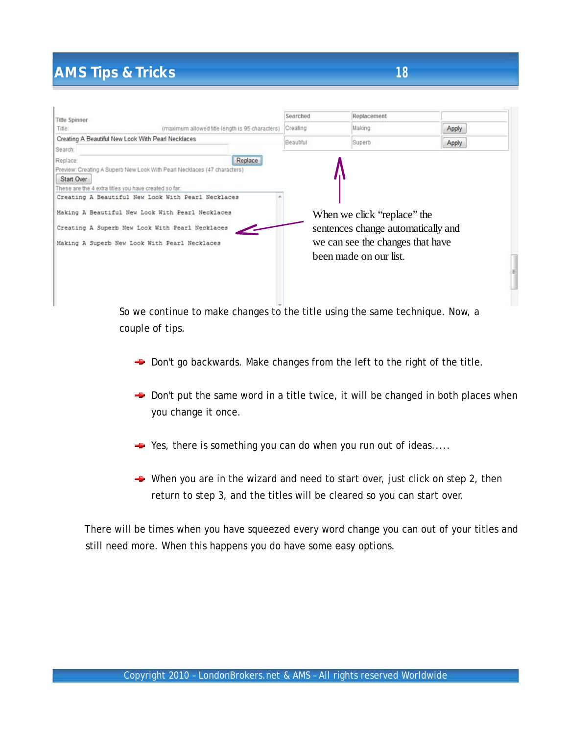Title Spinner

Title: (maximum allowed title length is 95 characters)

Creating A Beautiful New Look With Pearl Necklaces

Search:

Replace: Replace

Preview: Creating A Superb New Look With Pearl Necklaces (47 characters)

Start Over

These are the 4 extra titles you have created so far:

```
Creating A Beautiful New Look With Pearl Necklaces

Making A Beautiful New Look With Pearl Necklaces

Creating A Superb New Look With Pearl Necklaces

Making A Superb New Look With Pearl Necklaces
```

| Searched | Replacement | |
|---|---|---|
| Creating | Making | Apply |
| Beautiful | Superb | Apply |

When we click "replace" the sentences change automatically and we can see the changes that have been made on our list.

So we continue to make changes to the title using the same technique. Now, a couple of tips.

- Don't go backwards. Make changes from the left to the right of the title.
- Don't put the same word in a title twice, it will be changed in both places when you change it once.
- Yes, there is something you can do when you run out of ideas.....
- When you are in the wizard and need to start over, just click on step 2, then return to step 3, and the titles will be cleared so you can start over.

There will be times when you have squeezed every word change you can out of your titles and still need more. When this happens you do have some easy options.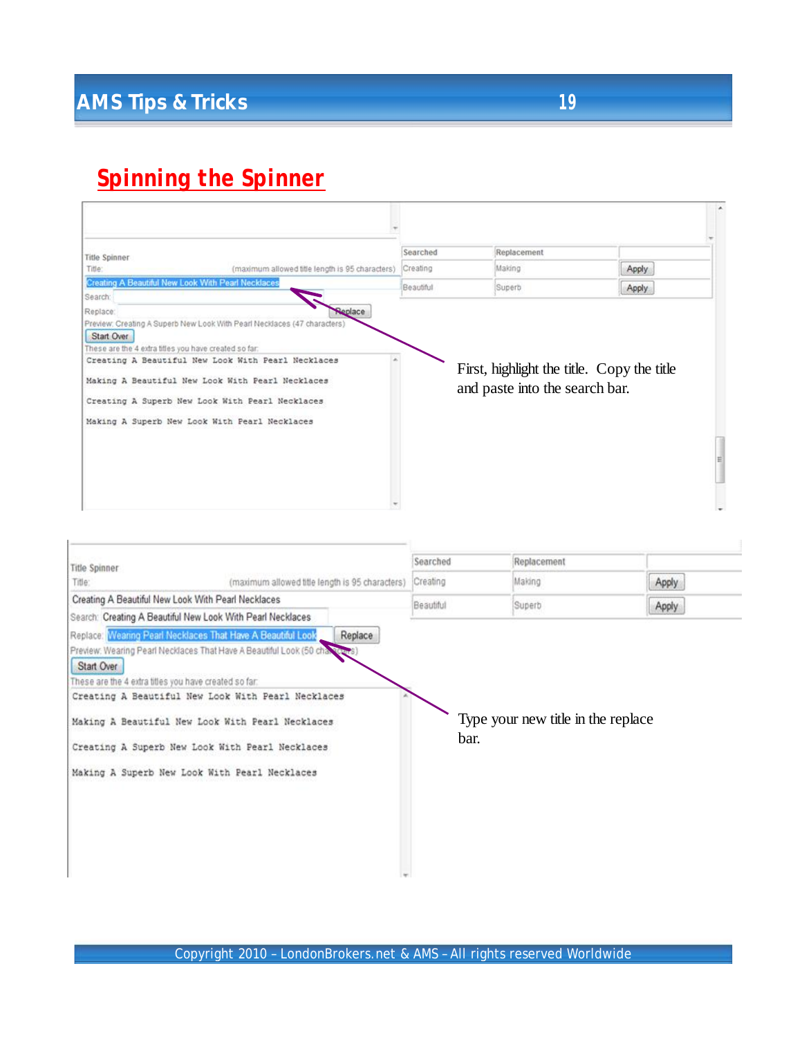## Spinning the Spinner

First, highlight the title. Copy the title and paste into the search bar.

Type your new title in the replace bar.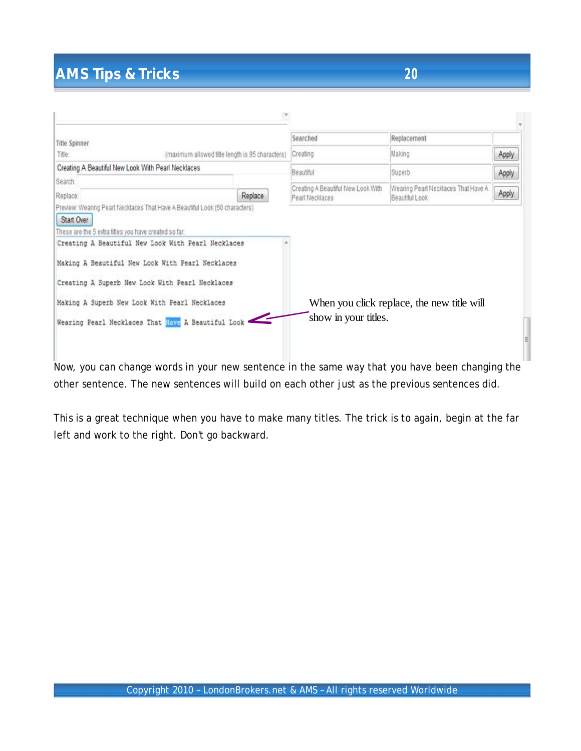Title Spinner

Title: (maximum allowed title length is 95 characters)

Creating A Beautiful New Look With Pearl Necklaces

Search:

Replace: Replace

Preview: Wearing Pearl Necklaces That Have A Beautiful Look (50 characters)

Start Over

These are the 5 extra titles you have created so far:

```
Creating A Beautiful New Look With Pearl Necklaces

Making A Beautiful New Look With Pearl Necklaces

Creating A Superb New Look With Pearl Necklaces

Making A Superb New Look With Pearl Necklaces

Wearing Pearl Necklaces That Have A Beautiful Look
```

| Searched | Replacement | |
|---|---|---|
| Creating | Making | Apply |
| Beautiful | Superb | Apply |
| Creating A Beautiful New Look With Pearl Necklaces | Wearing Pearl Necklaces That Have A Beautiful Look | Apply |

When you click replace, the new title will show in your titles.

Now, you can change words in your new sentence in the same way that you have been changing the other sentence. The new sentences will build on each other just as the previous sentences did.

This is a great technique when you have to make many titles. The trick is to again, begin at the far left and work to the right. Don't go backward.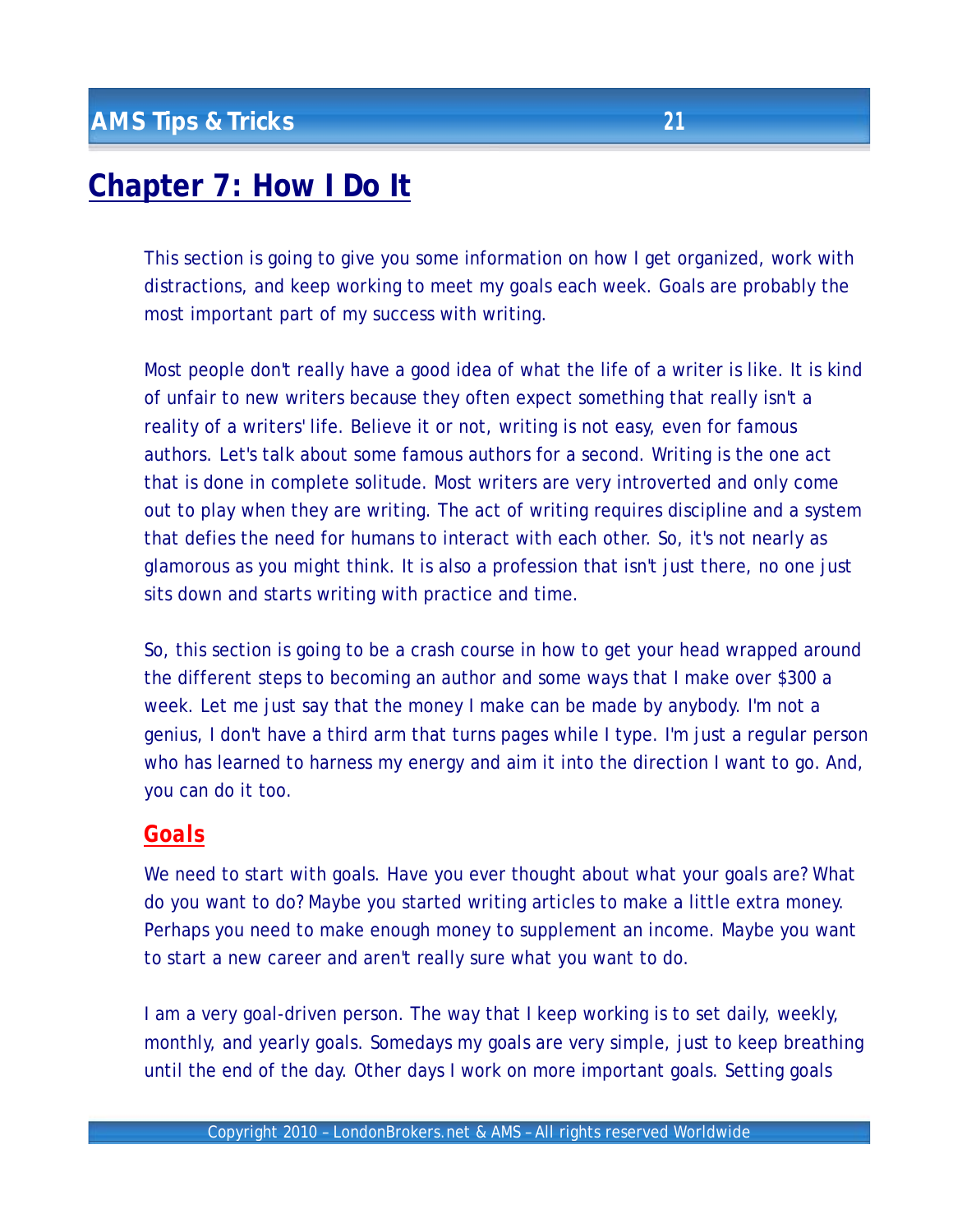# Chapter 7: How I Do It

This section is going to give you some information on how I get organized, work with distractions, and keep working to meet my goals each week. Goals are probably the most important part of my success with writing.

Most people don't really have a good idea of what the life of a writer is like. It is kind of unfair to new writers because they often expect something that really isn't a reality of a writers' life. Believe it or not, writing is not easy, even for famous authors. Let's talk about some famous authors for a second. Writing is the one act that is done in complete solitude. Most writers are very introverted and only come out to play when they are writing. The act of writing requires discipline and a system that defies the need for humans to interact with each other. So, it's not nearly as glamorous as you might think. It is also a profession that isn't just there, no one just sits down and starts writing with practice and time.

So, this section is going to be a crash course in how to get your head wrapped around the different steps to becoming an author and some ways that I make over $300 a week. Let me just say that the money I make can be made by anybody. I'm not a genius, I don't have a third arm that turns pages while I type. I'm just a regular person who has learned to harness my energy and aim it into the direction I want to go. And, you can do it too.

## Goals

We need to start with goals. Have you ever thought about what your goals are? What do you want to do? Maybe you started writing articles to make a little extra money. Perhaps you need to make enough money to supplement an income. Maybe you want to start a new career and aren't really sure what you want to do.

I am a very goal-driven person. The way that I keep working is to set daily, weekly, monthly, and yearly goals. Somedays my goals are very simple, just to keep breathing until the end of the day. Other days I work on more important goals. Setting goals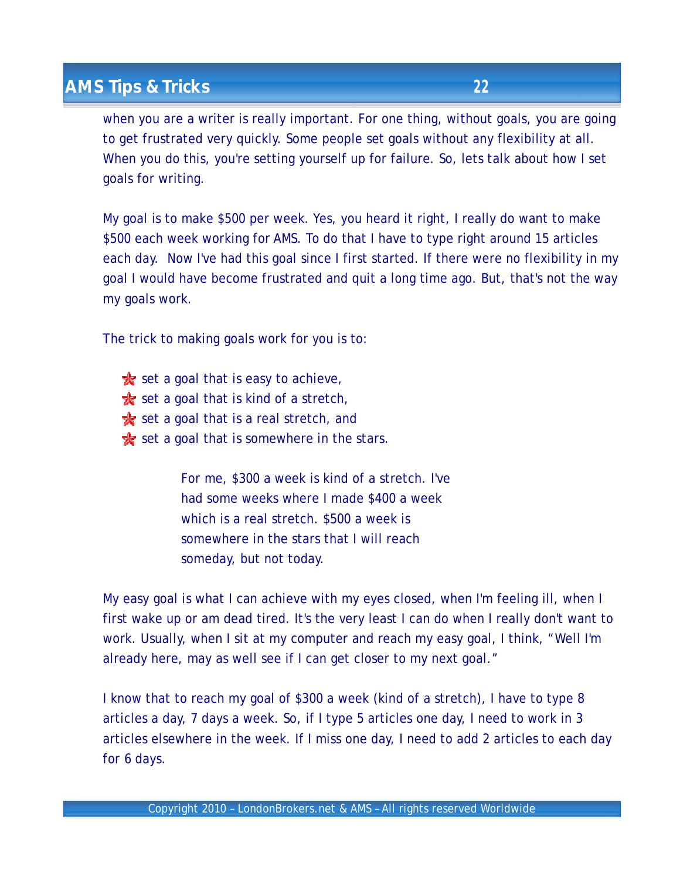when you are a writer is really important. For one thing, without goals, you are going to get frustrated very quickly. Some people set goals without any flexibility at all. When you do this, you're setting yourself up for failure. So, lets talk about how I set goals for writing.

My goal is to make $500 per week. Yes, you heard it right, I really do want to make $500 each week working for AMS. To do that I have to type right around 15 articles each day. Now I've had this goal since I first started. If there were no flexibility in my goal I would have become frustrated and quit a long time ago. But, that's not the way my goals work.

The trick to making goals work for you is to:

- set a goal that is easy to achieve,
- set a goal that is kind of a stretch,
- set a goal that is a real stretch, and
- set a goal that is somewhere in the stars.

> For me, $300 a week is kind of a stretch. I've had some weeks where I made $400 a week which is a real stretch. $500 a week is somewhere in the stars that I will reach someday, but not today.

My easy goal is what I can achieve with my eyes closed, when I'm feeling ill, when I first wake up or am dead tired. It's the very least I can do when I really don't want to work. Usually, when I sit at my computer and reach my easy goal, I think, "Well I'm already here, may as well see if I can get closer to my next goal."

I know that to reach my goal of $300 a week (kind of a stretch), I have to type 8 articles a day, 7 days a week. So, if I type 5 articles one day, I need to work in 3 articles elsewhere in the week. If I miss one day, I need to add 2 articles to each day for 6 days.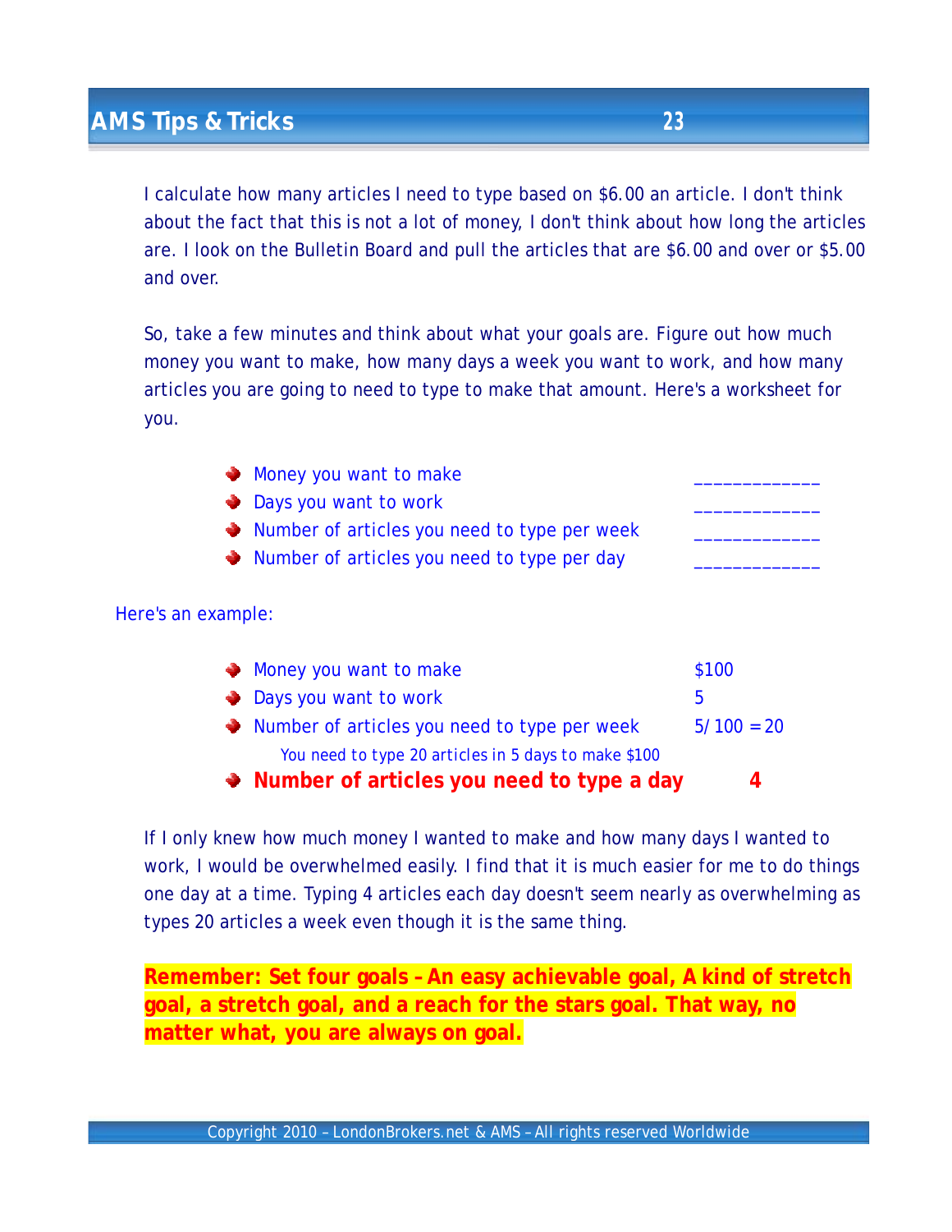I calculate how many articles I need to type based on $6.00 an article. I don't think about the fact that this is not a lot of money, I don't think about how long the articles are. I look on the Bulletin Board and pull the articles that are $6.00 and over or $5.00 and over.

So, take a few minutes and think about what your goals are. Figure out how much money you want to make, how many days a week you want to work, and how many articles you are going to need to type to make that amount. Here's a worksheet for you.

- Money you want to make ____________
- Days you want to work ____________
- Number of articles you need to type per week ____________
- Number of articles you need to type per day ____________

Here's an example:

- Money you want to make $100
- Days you want to work 5
- Number of articles you need to type per week 5/100 = 20
  
  You need to type 20 articles in 5 days to make $100
- **Number of articles you need to type a day 4**

If I only knew how much money I wanted to make and how many days I wanted to work, I would be overwhelmed easily. I find that it is much easier for me to do things one day at a time. Typing 4 articles each day doesn't seem nearly as overwhelming as types 20 articles a week even though it is the same thing.

**Remember: Set four goals – An easy achievable goal, A kind of stretch goal, a stretch goal, and a reach for the stars goal. That way, no matter what, you are always on goal.**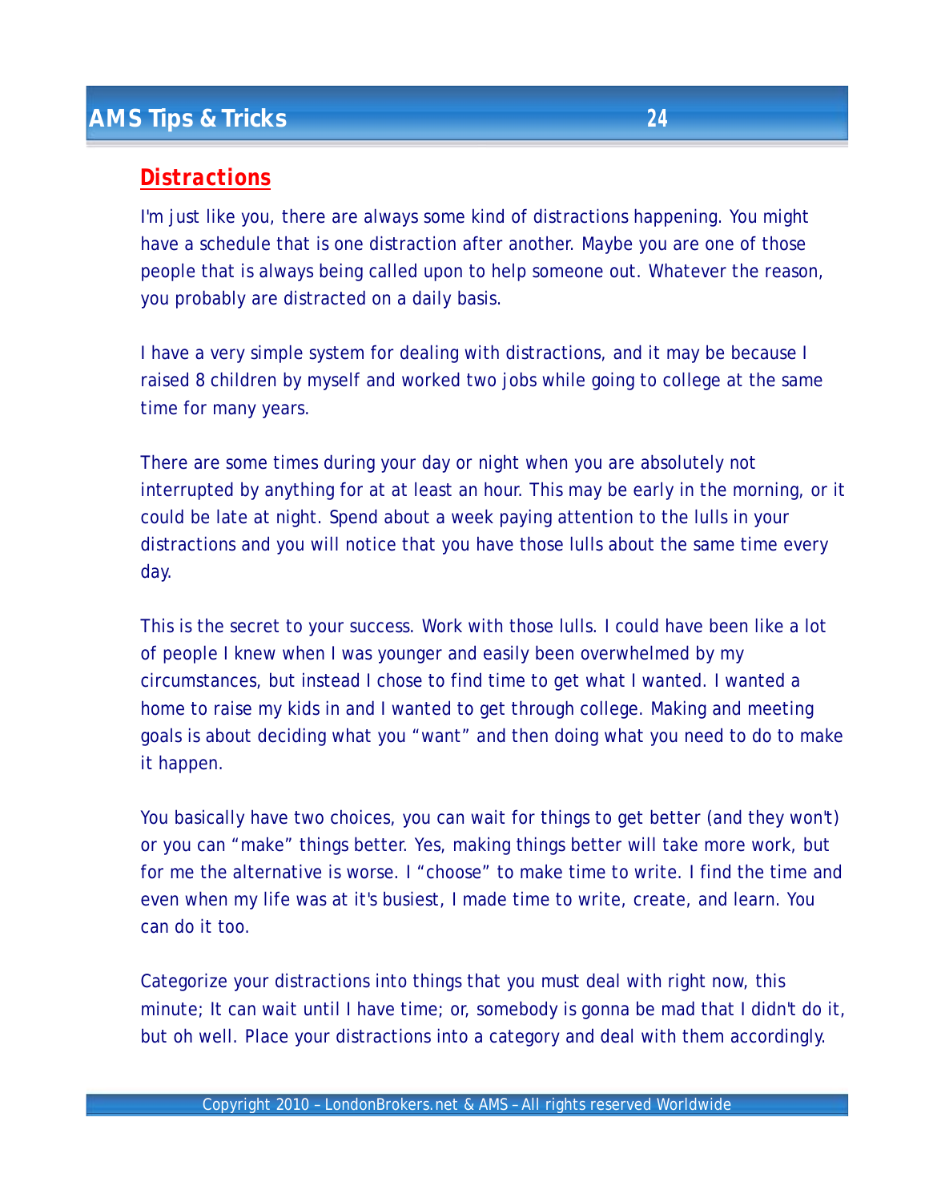## Distractions

I'm just like you, there are always some kind of distractions happening. You might have a schedule that is one distraction after another. Maybe you are one of those people that is always being called upon to help someone out. Whatever the reason, you probably are distracted on a daily basis.

I have a very simple system for dealing with distractions, and it may be because I raised 8 children by myself and worked two jobs while going to college at the same time for many years.

There are some times during your day or night when you are absolutely not interrupted by anything for at at least an hour. This may be early in the morning, or it could be late at night. Spend about a week paying attention to the lulls in your distractions and you will notice that you have those lulls about the same time every day.

This is the secret to your success. Work with those lulls. I could have been like a lot of people I knew when I was younger and easily been overwhelmed by my circumstances, but instead I chose to find time to get what I wanted. I wanted a home to raise my kids in and I wanted to get through college. Making and meeting goals is about deciding what you "want" and then doing what you need to do to make it happen.

You basically have two choices, you can wait for things to get better (and they won't) or you can "make" things better. Yes, making things better will take more work, but for me the alternative is worse. I "choose" to make time to write. I find the time and even when my life was at it's busiest, I made time to write, create, and learn. You can do it too.

Categorize your distractions into things that you must deal with right now, this minute; It can wait until I have time; or, somebody is gonna be mad that I didn't do it, but oh well. Place your distractions into a category and deal with them accordingly.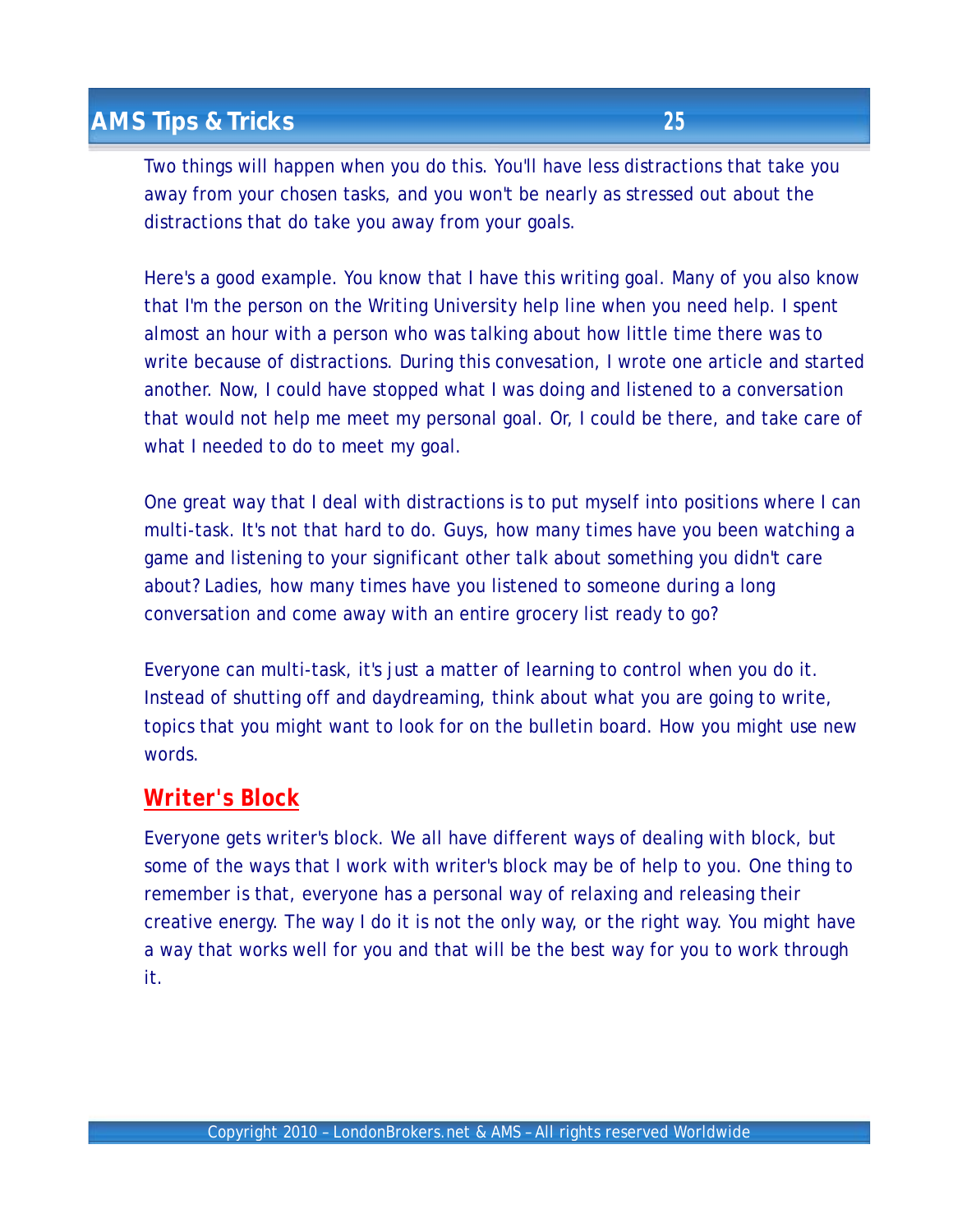Two things will happen when you do this. You'll have less distractions that take you away from your chosen tasks, and you won't be nearly as stressed out about the distractions that do take you away from your goals.

Here's a good example. You know that I have this writing goal. Many of you also know that I'm the person on the Writing University help line when you need help. I spent almost an hour with a person who was talking about how little time there was to write because of distractions. During this convesation, I wrote one article and started another. Now, I could have stopped what I was doing and listened to a conversation that would not help me meet my personal goal. Or, I could be there, and take care of what I needed to do to meet my goal.

One great way that I deal with distractions is to put myself into positions where I can multi-task. It's not that hard to do. Guys, how many times have you been watching a game and listening to your significant other talk about something you didn't care about? Ladies, how many times have you listened to someone during a long conversation and come away with an entire grocery list ready to go?

Everyone can multi-task, it's just a matter of learning to control when you do it. Instead of shutting off and daydreaming, think about what you are going to write, topics that you might want to look for on the bulletin board. How you might use new words.

## Writer's Block

Everyone gets writer's block. We all have different ways of dealing with block, but some of the ways that I work with writer's block may be of help to you. One thing to remember is that, everyone has a personal way of relaxing and releasing their creative energy. The way I do it is not the only way, or the right way. You might have a way that works well for you and that will be the best way for you to work through it.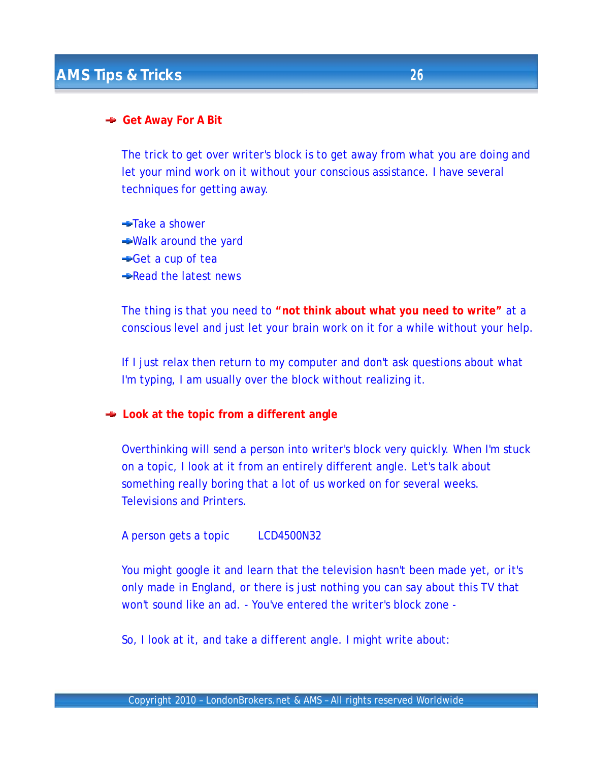### Get Away For A Bit

The trick to get over writer's block is to get away from what you are doing and let your mind work on it without your conscious assistance. I have several techniques for getting away.

- Take a shower
- Walk around the yard
- Get a cup of tea
- Read the latest news

The thing is that you need to **"not think about what you need to write"** at a conscious level and just let your brain work on it for a while without your help.

If I just relax then return to my computer and don't ask questions about what I'm typing, I am usually over the block without realizing it.

### Look at the topic from a different angle

Overthinking will send a person into writer's block very quickly. When I'm stuck on a topic, I look at it from an entirely different angle. Let's talk about something really boring that a lot of us worked on for several weeks. Televisions and Printers.

A person gets a topic    LCD4500N32

You might google it and learn that the television hasn't been made yet, or it's only made in England, or there is just nothing you can say about this TV that won't sound like an ad. - You've entered the writer's block zone -

So, I look at it, and take a different angle. I might write about: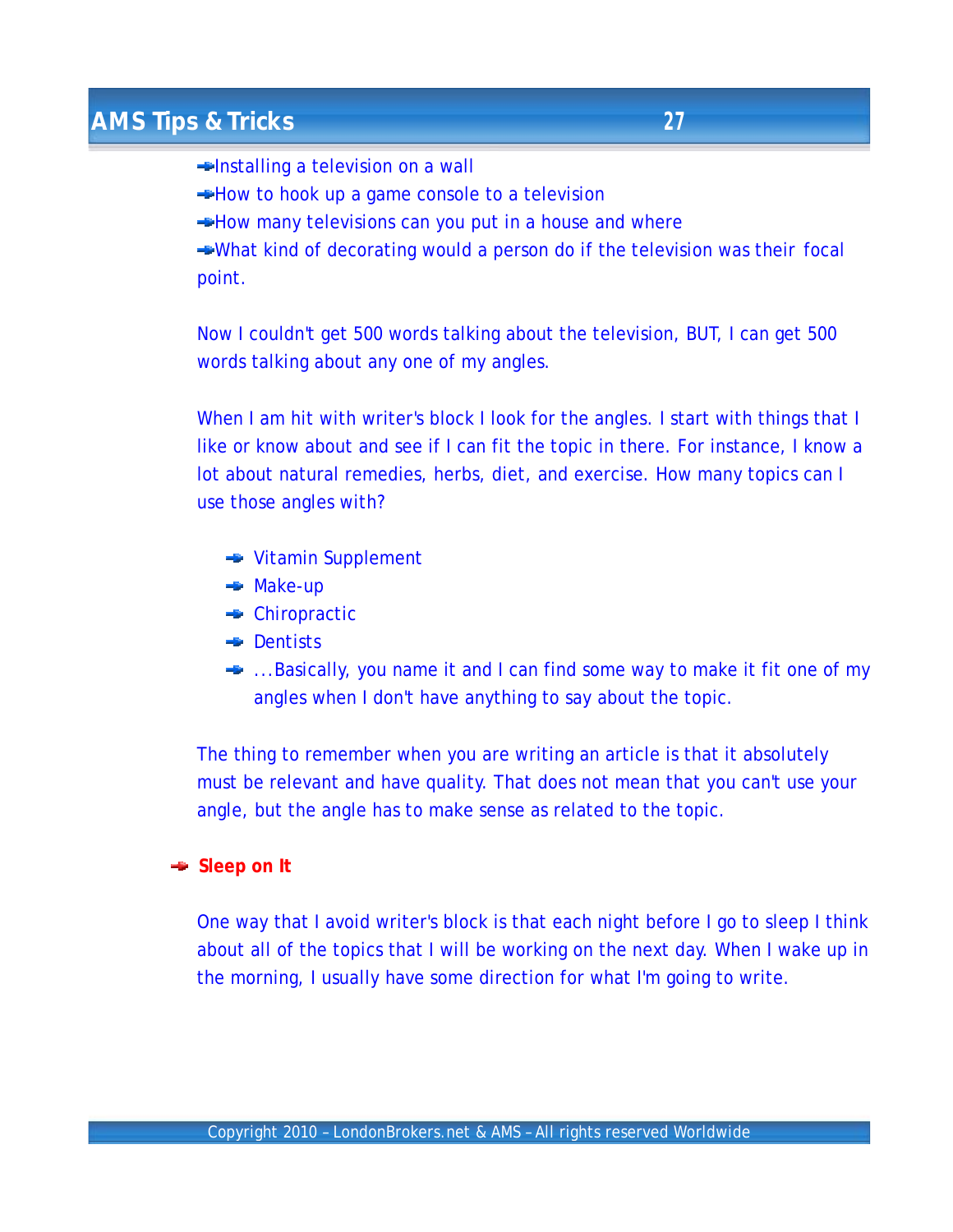- Installing a television on a wall
- How to hook up a game console to a television
- How many televisions can you put in a house and where
- What kind of decorating would a person do if the television was their focal point.

Now I couldn't get 500 words talking about the television, BUT, I can get 500 words talking about any one of my angles.

When I am hit with writer's block I look for the angles. I start with things that I like or know about and see if I can fit the topic in there. For instance, I know a lot about natural remedies, herbs, diet, and exercise. How many topics can I use those angles with?

- Vitamin Supplement
- Make-up
- Chiropractic
- Dentists
- ...Basically, you name it and I can find some way to make it fit one of my angles when I don't have anything to say about the topic.

The thing to remember when you are writing an article is that it absolutely must be relevant and have quality. That does not mean that you can't use your angle, but the angle has to make sense as related to the topic.

## Sleep on It

One way that I avoid writer's block is that each night before I go to sleep I think about all of the topics that I will be working on the next day. When I wake up in the morning, I usually have some direction for what I'm going to write.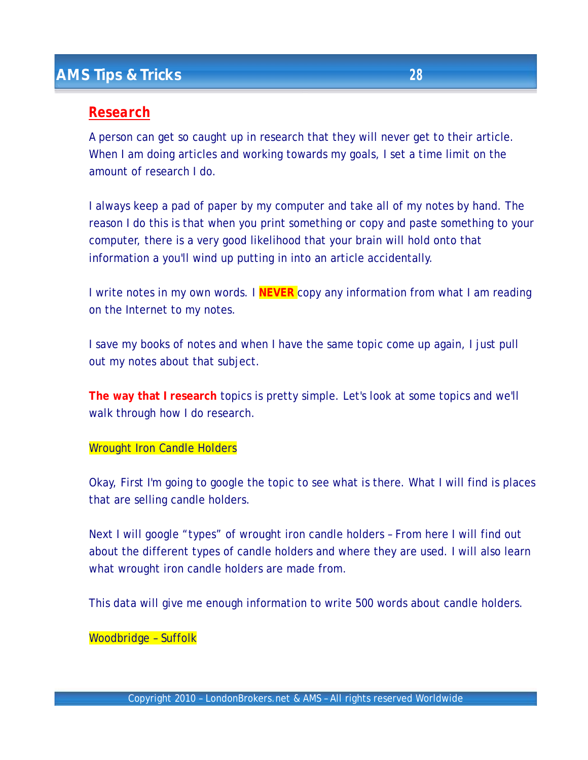## Research

A person can get so caught up in research that they will never get to their article. When I am doing articles and working towards my goals, I set a time limit on the amount of research I do.

I always keep a pad of paper by my computer and take all of my notes by hand. The reason I do this is that when you print something or copy and paste something to your computer, there is a very good likelihood that your brain will hold onto that information a you'll wind up putting in into an article accidentally.

I write notes in my own words. I **NEVER** copy any information from what I am reading on the Internet to my notes.

I save my books of notes and when I have the same topic come up again, I just pull out my notes about that subject.

**The way that I research** topics is pretty simple. Let's look at some topics and we'll walk through how I do research.

Wrought Iron Candle Holders

Okay, First I'm going to google the topic to see what is there. What I will find is places that are selling candle holders.

Next I will google "types" of wrought iron candle holders – From here I will find out about the different types of candle holders and where they are used. I will also learn what wrought iron candle holders are made from.

This data will give me enough information to write 500 words about candle holders.

Woodbridge – Suffolk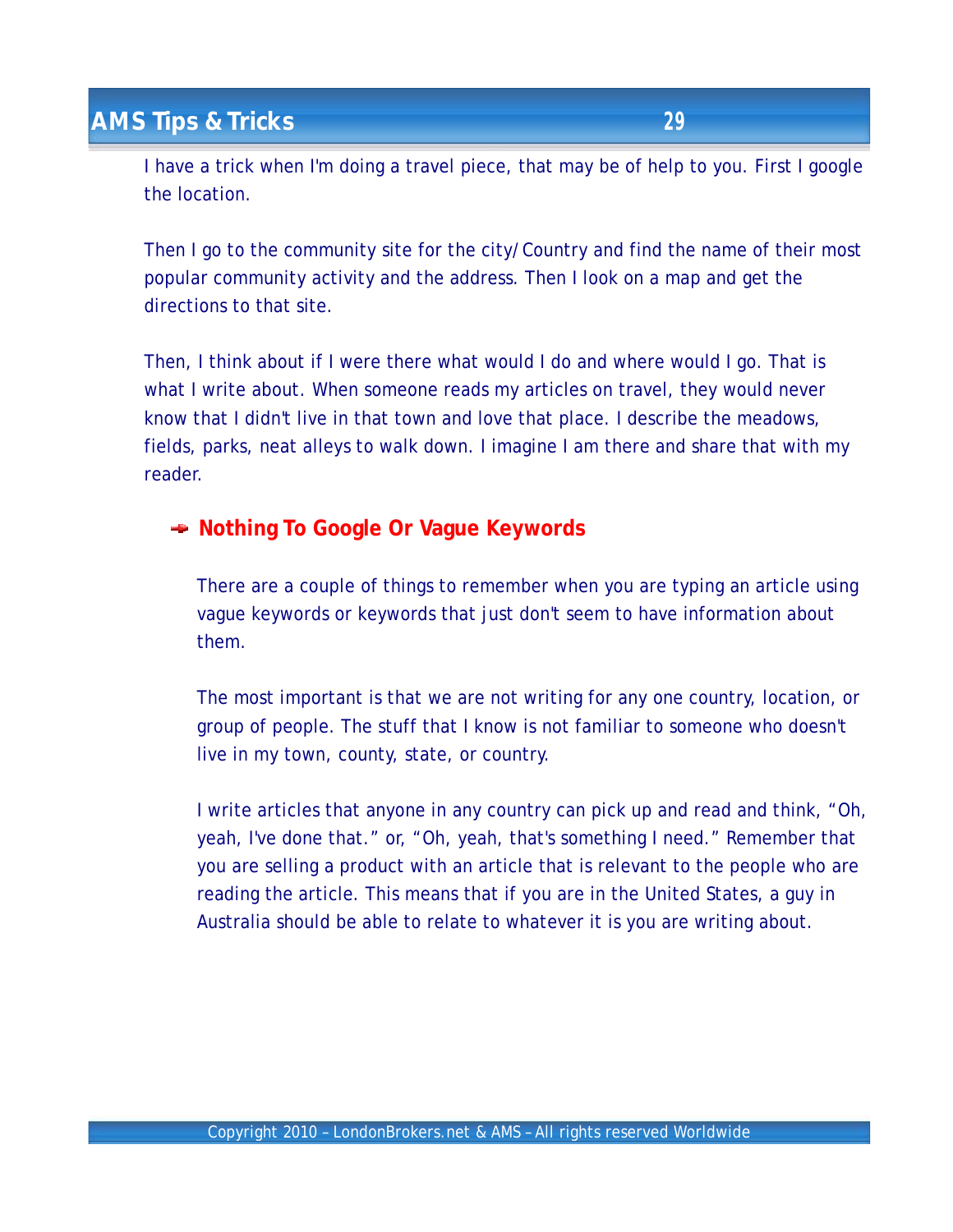I have a trick when I'm doing a travel piece, that may be of help to you. First I google the location.

Then I go to the community site for the city/Country and find the name of their most popular community activity and the address. Then I look on a map and get the directions to that site.

Then, I think about if I were there what would I do and where would I go. That is what I write about. When someone reads my articles on travel, they would never know that I didn't live in that town and love that place. I describe the meadows, fields, parks, neat alleys to walk down. I imagine I am there and share that with my reader.

### Nothing To Google Or Vague Keywords

There are a couple of things to remember when you are typing an article using vague keywords or keywords that just don't seem to have information about them.

The most important is that we are not writing for any one country, location, or group of people. The stuff that I know is not familiar to someone who doesn't live in my town, county, state, or country.

I write articles that anyone in any country can pick up and read and think, "Oh, yeah, I've done that." or, "Oh, yeah, that's something I need." Remember that you are selling a product with an article that is relevant to the people who are reading the article. This means that if you are in the United States, a guy in Australia should be able to relate to whatever it is you are writing about.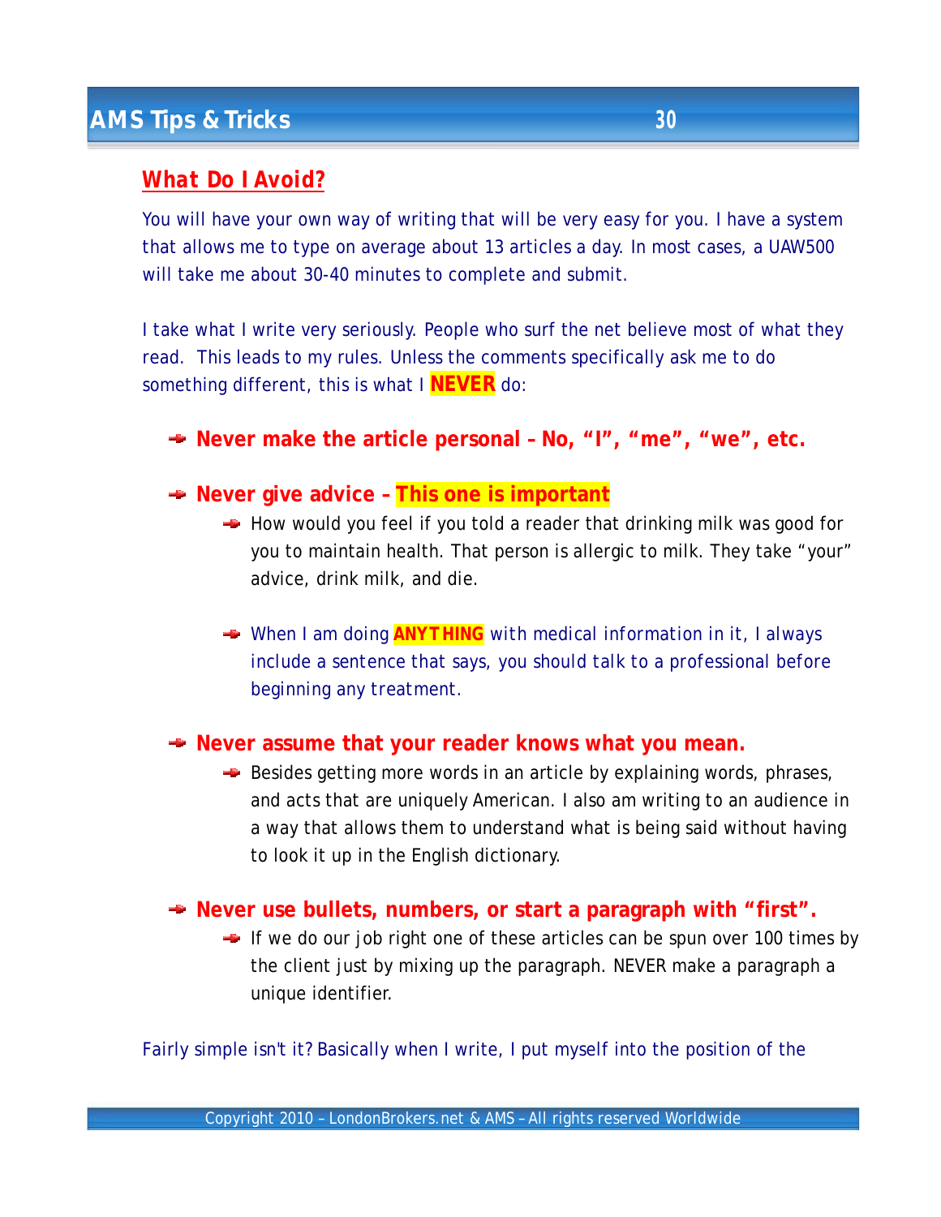## What Do I Avoid?

You will have your own way of writing that will be very easy for you. I have a system that allows me to type on average about 13 articles a day. In most cases, a UAW500 will take me about 30-40 minutes to complete and submit.

I take what I write very seriously. People who surf the net believe most of what they read. This leads to my rules. Unless the comments specifically ask me to do something different, this is what I **NEVER** do:

- **Never make the article personal – No, "I", "me", "we", etc.**
- **Never give advice – This one is important**
  - How would you feel if you told a reader that drinking milk was good for you to maintain health. That person is allergic to milk. They take "your" advice, drink milk, and die.
  - When I am doing **ANYTHING** with medical information in it, I always include a sentence that says, you should talk to a professional before beginning any treatment.
- **Never assume that your reader knows what you mean.**
  - Besides getting more words in an article by explaining words, phrases, and acts that are uniquely American. I also am writing to an audience in a way that allows them to understand what is being said without having to look it up in the English dictionary.
- **Never use bullets, numbers, or start a paragraph with "first".**
  - If we do our job right one of these articles can be spun over 100 times by the client just by mixing up the paragraph. NEVER make a paragraph a unique identifier.

Fairly simple isn't it? Basically when I write, I put myself into the position of the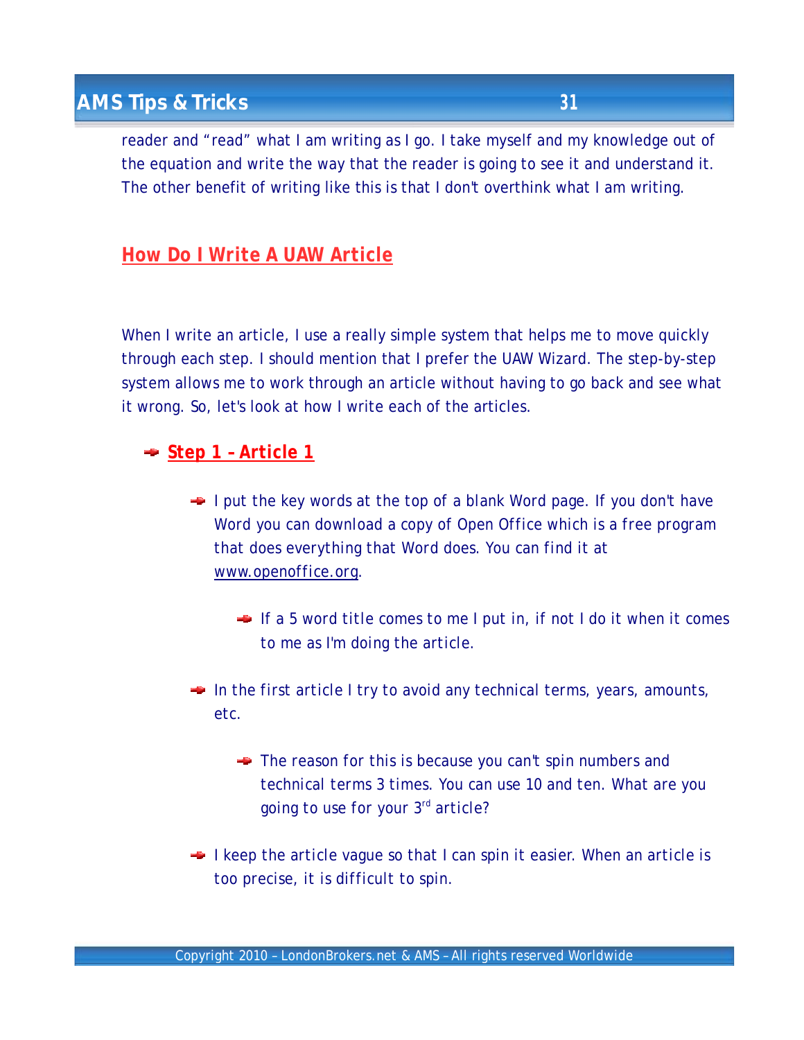reader and "read" what I am writing as I go. I take myself and my knowledge out of the equation and write the way that the reader is going to see it and understand it. The other benefit of writing like this is that I don't overthink what I am writing.

## How Do I Write A UAW Article

When I write an article, I use a really simple system that helps me to move quickly through each step. I should mention that I prefer the UAW Wizard. The step-by-step system allows me to work through an article without having to go back and see what it wrong. So, let's look at how I write each of the articles.

- **Step 1 – Article 1**
  - I put the key words at the top of a blank Word page. If you don't have Word you can download a copy of Open Office which is a free program that does everything that Word does. You can find it at www.openoffice.org.
    - If a 5 word title comes to me I put in, if not I do it when it comes to me as I'm doing the article.
  - In the first article I try to avoid any technical terms, years, amounts, etc.
    - The reason for this is because you can't spin numbers and technical terms 3 times. You can use 10 and ten. What are you going to use for your 3rd article?
  - I keep the article vague so that I can spin it easier. When an article is too precise, it is difficult to spin.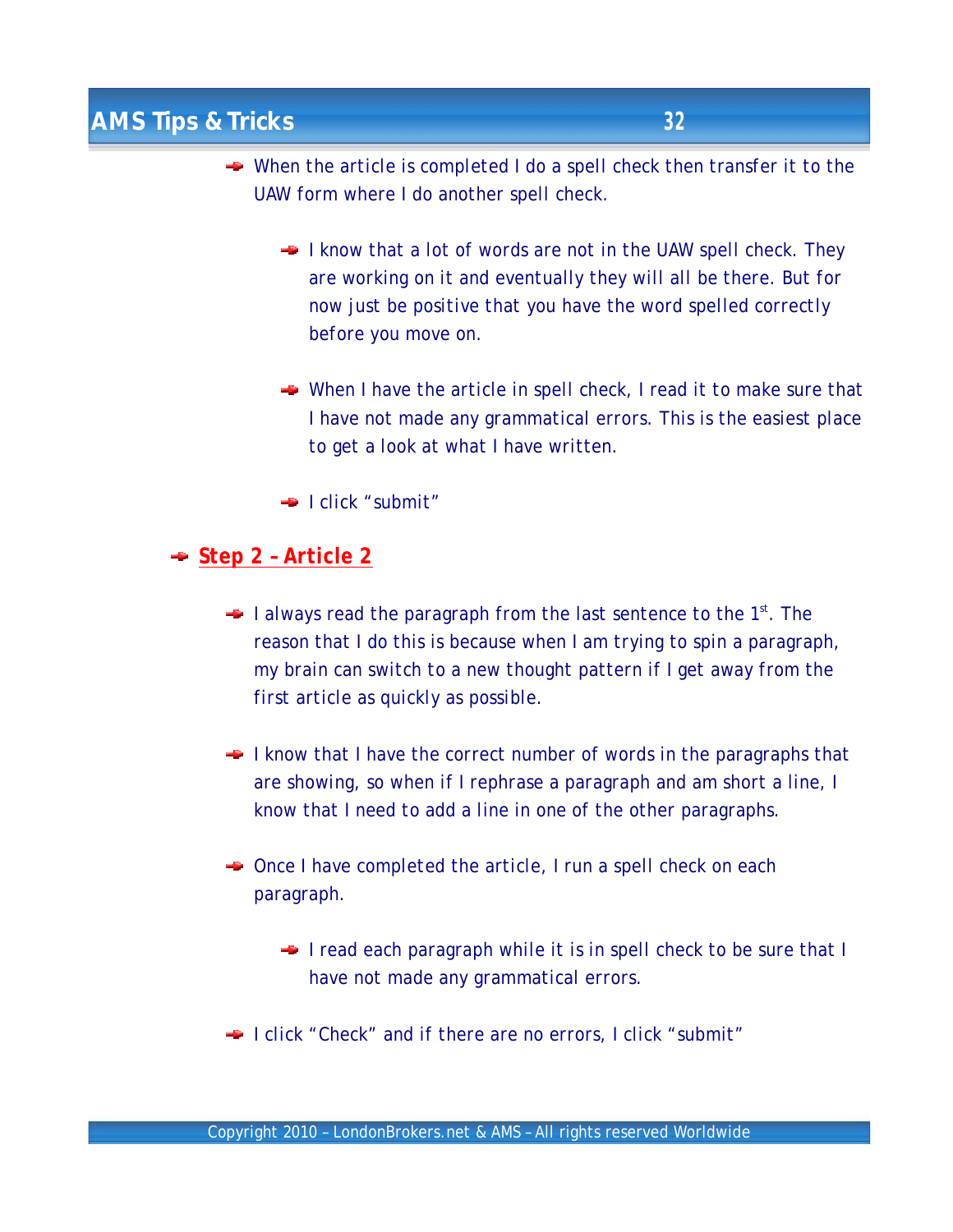- When the article is completed I do a spell check then transfer it to the UAW form where I do another spell check.
  - I know that a lot of words are not in the UAW spell check. They are working on it and eventually they will all be there. But for now just be positive that you have the word spelled correctly before you move on.
  - When I have the article in spell check, I read it to make sure that I have not made any grammatical errors. This is the easiest place to get a look at what I have written.
  - I click "submit"

- **Step 2 – Article 2**
  - I always read the paragraph from the last sentence to the 1st. The reason that I do this is because when I am trying to spin a paragraph, my brain can switch to a new thought pattern if I get away from the first article as quickly as possible.
  - I know that I have the correct number of words in the paragraphs that are showing, so when if I rephrase a paragraph and am short a line, I know that I need to add a line in one of the other paragraphs.
  - Once I have completed the article, I run a spell check on each paragraph.
    - I read each paragraph while it is in spell check to be sure that I have not made any grammatical errors.
  - I click "Check" and if there are no errors, I click "submit"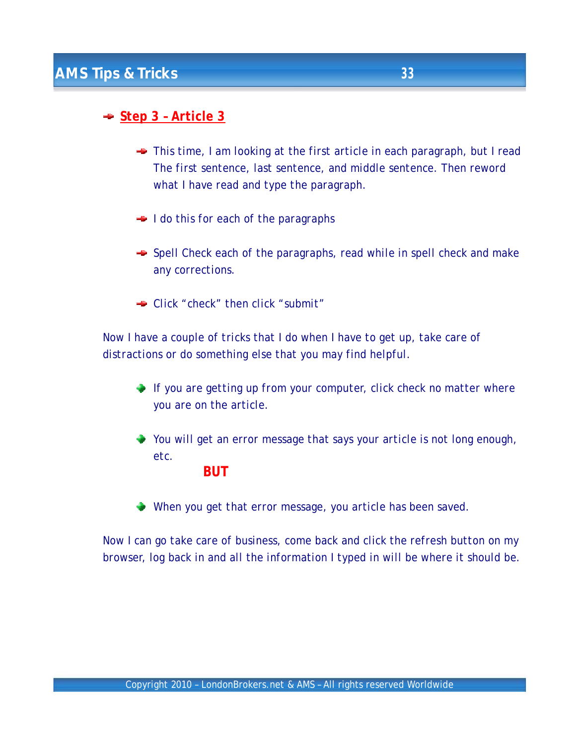## Step 3 – Article 3

- This time, I am looking at the first article in each paragraph, but I read The first sentence, last sentence, and middle sentence. Then reword what I have read and type the paragraph.

- I do this for each of the paragraphs

- Spell Check each of the paragraphs, read while in spell check and make any corrections.

- Click “check” then click “submit”

Now I have a couple of tricks that I do when I have to get up, take care of distractions or do something else that you may find helpful.

- If you are getting up from your computer, click check no matter where you are on the article.

- You will get an error message that says your article is not long enough, etc.

  **BUT**

- When you get that error message, you article has been saved.

Now I can go take care of business, come back and click the refresh button on my browser, log back in and all the information I typed in will be where it should be.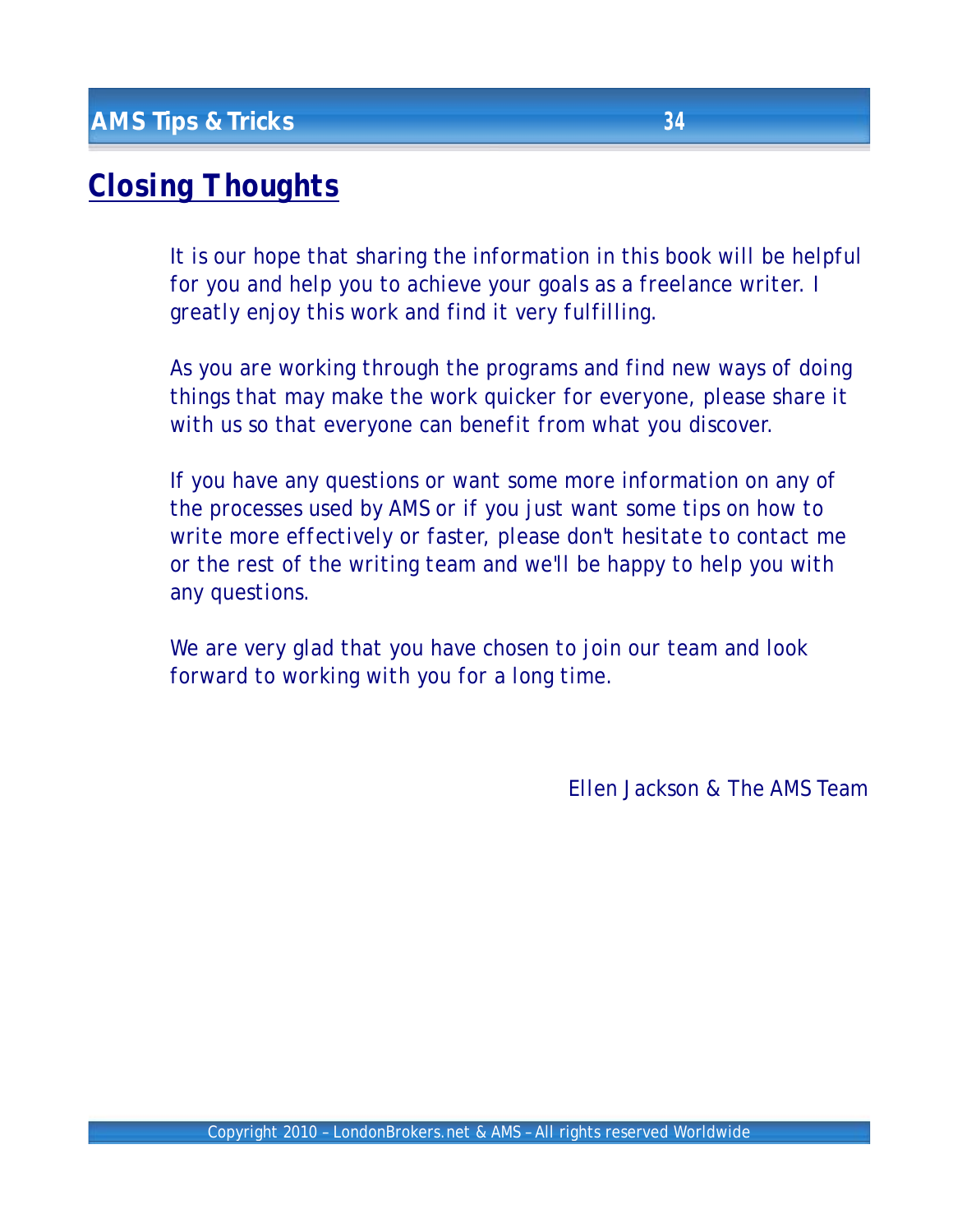## Closing Thoughts

It is our hope that sharing the information in this book will be helpful for you and help you to achieve your goals as a freelance writer. I greatly enjoy this work and find it very fulfilling.

As you are working through the programs and find new ways of doing things that may make the work quicker for everyone, please share it with us so that everyone can benefit from what you discover.

If you have any questions or want some more information on any of the processes used by AMS or if you just want some tips on how to write more effectively or faster, please don't hesitate to contact me or the rest of the writing team and we'll be happy to help you with any questions.

We are very glad that you have chosen to join our team and look forward to working with you for a long time.

Ellen Jackson & The AMS Team